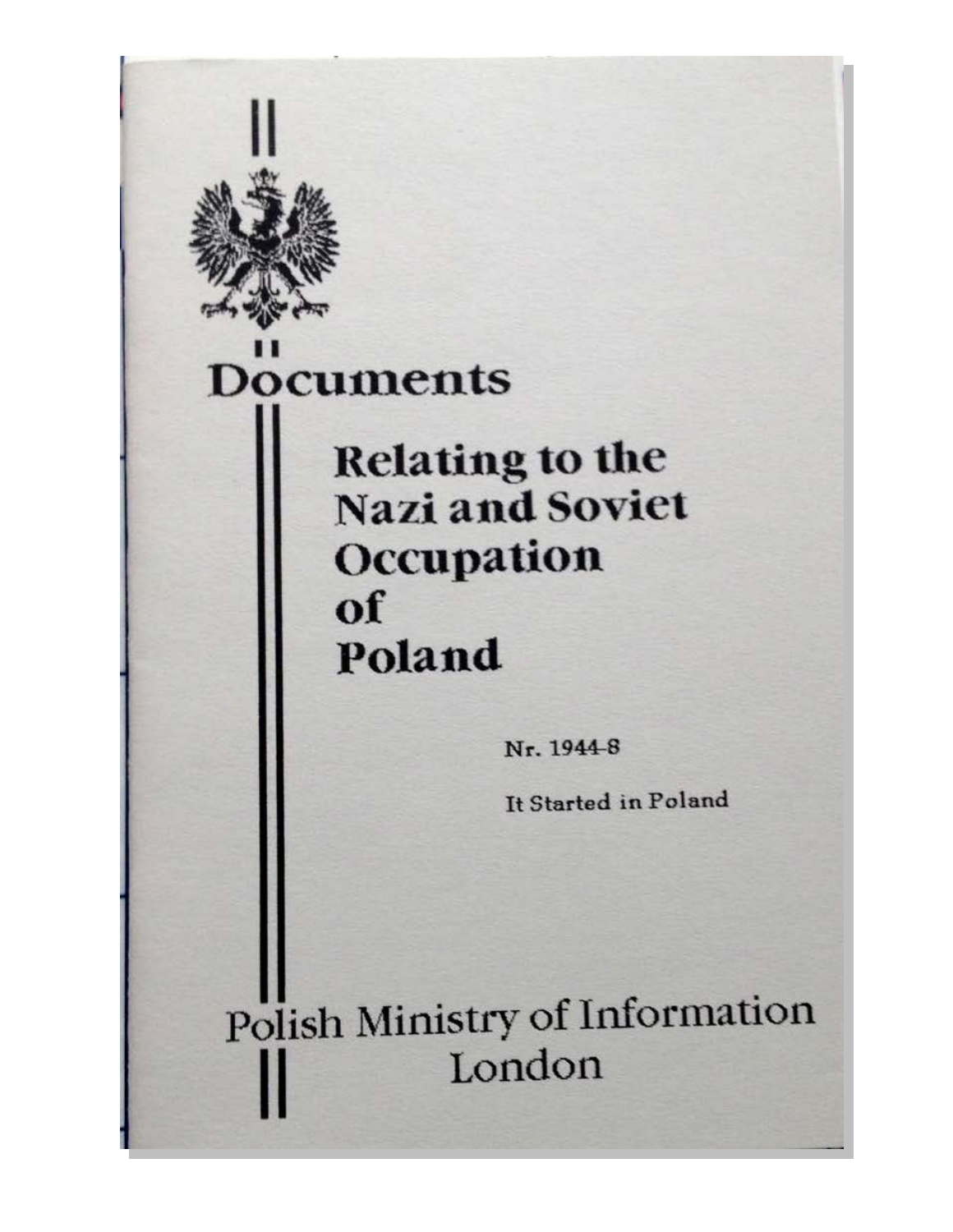# Documents

## Relating to the Nazi and Soviet Occupation of Poland

Nr. 1944-8

It Started in Poland

Polish Ministry of Information
London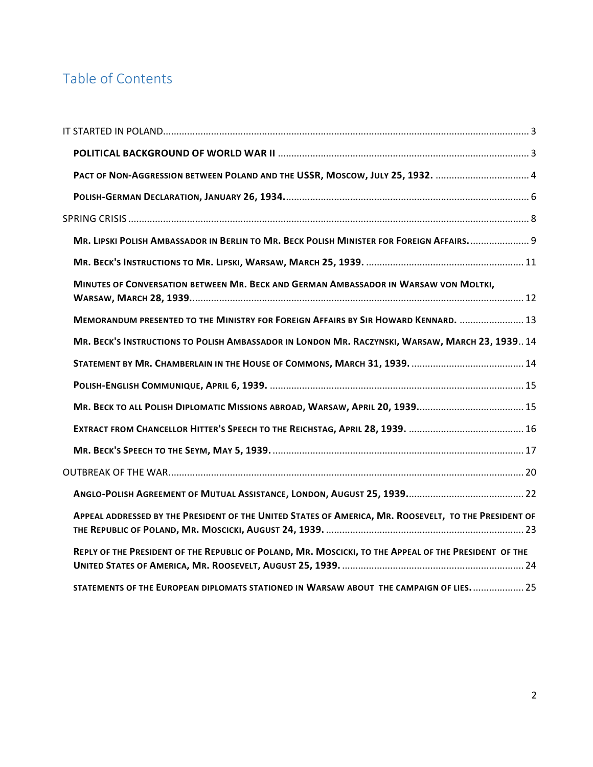# Table of Contents

IT STARTED IN POLAND ........ 3

- **POLITICAL BACKGROUND OF WORLD WAR II** ........ 3
- **PACT OF NON-AGGRESSION BETWEEN POLAND AND THE USSR, MOSCOW, JULY 25, 1932.** ........ 4
- **POLISH-GERMAN DECLARATION, JANUARY 26, 1934.** ........ 6

SPRING CRISIS ........ 8

- **MR. LIPSKI POLISH AMBASSADOR IN BERLIN TO MR. BECK POLISH MINISTER FOR FOREIGN AFFAIRS.** ........ 9
- **MR. BECK'S INSTRUCTIONS TO MR. LIPSKI, WARSAW, MARCH 25, 1939.** ........ 11
- **MINUTES OF CONVERSATION BETWEEN MR. BECK AND GERMAN AMBASSADOR IN WARSAW VON MOLTKI, WARSAW, MARCH 28, 1939.** ........ 12
- **MEMORANDUM PRESENTED TO THE MINISTRY FOR FOREIGN AFFAIRS BY SIR HOWARD KENNARD.** ........ 13
- **MR. BECK'S INSTRUCTIONS TO POLISH AMBASSADOR IN LONDON MR. RACZYNSKI, WARSAW, MARCH 23, 1939** ........ 14
- **STATEMENT BY MR. CHAMBERLAIN IN THE HOUSE OF COMMONS, MARCH 31, 1939.** ........ 14
- **POLISH-ENGLISH COMMUNIQUE, APRIL 6, 1939.** ........ 15
- **MR. BECK TO ALL POLISH DIPLOMATIC MISSIONS ABROAD, WARSAW, APRIL 20, 1939.** ........ 15
- **EXTRACT FROM CHANCELLOR HITTER'S SPEECH TO THE REICHSTAG, APRIL 28, 1939.** ........ 16
- **MR. BECK'S SPEECH TO THE SEYM, MAY 5, 1939.** ........ 17

OUTBREAK OF THE WAR ........ 20

- **ANGLO-POLISH AGREEMENT OF MUTUAL ASSISTANCE, LONDON, AUGUST 25, 1939.** ........ 22
- **APPEAL ADDRESSED BY THE PRESIDENT OF THE UNITED STATES OF AMERICA, MR. ROOSEVELT, TO THE PRESIDENT OF THE REPUBLIC OF POLAND, MR. MOSCICKI, AUGUST 24, 1939.** ........ 23
- **REPLY OF THE PRESIDENT OF THE REPUBLIC OF POLAND, MR. MOSCICKI, TO THE APPEAL OF THE PRESIDENT OF THE UNITED STATES OF AMERICA, MR. ROOSEVELT, AUGUST 25, 1939.** ........ 24
- **STATEMENTS OF THE EUROPEAN DIPLOMATS STATIONED IN WARSAW ABOUT THE CAMPAIGN OF LIES.** ........ 25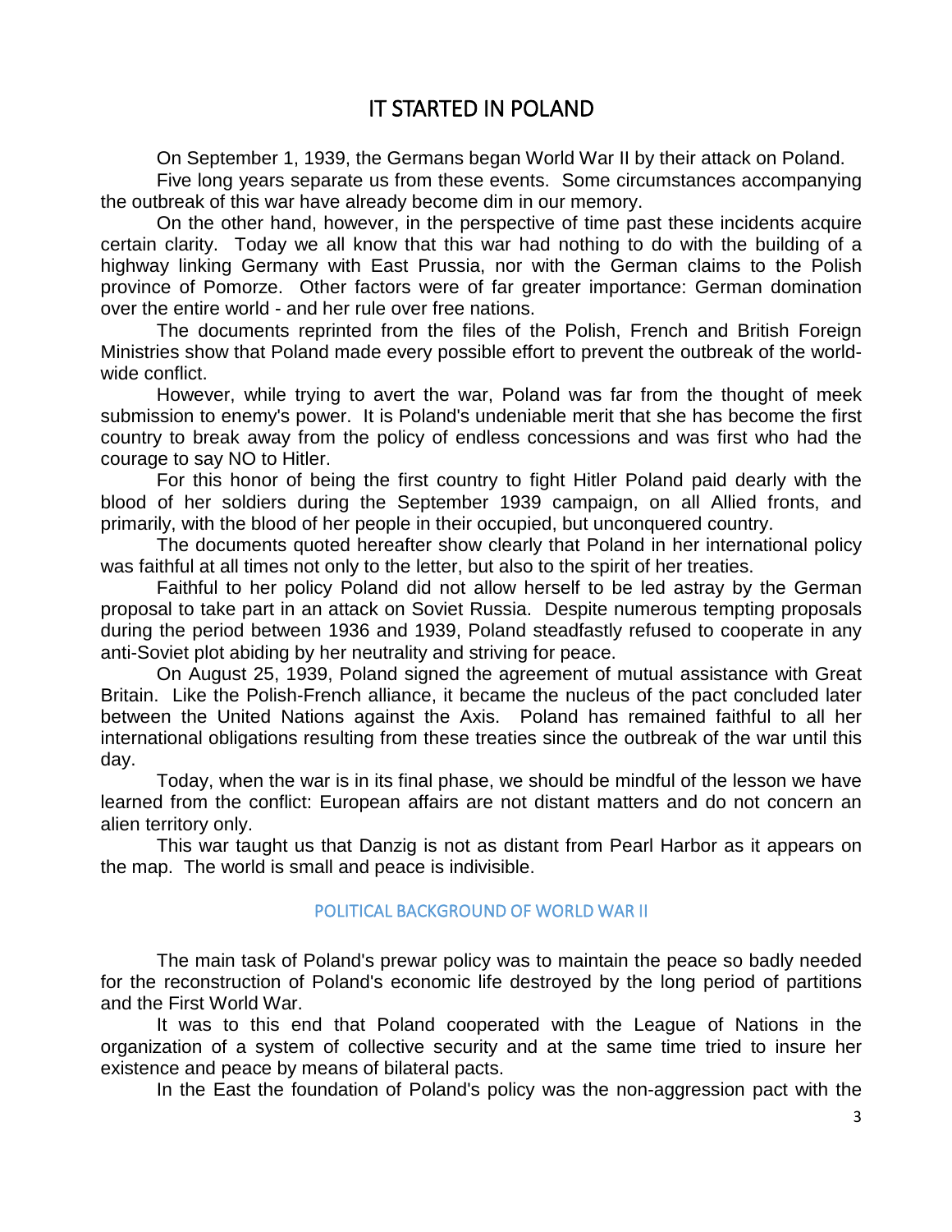# IT STARTED IN POLAND

On September 1, 1939, the Germans began World War II by their attack on Poland.

Five long years separate us from these events. Some circumstances accompanying the outbreak of this war have already become dim in our memory.

On the other hand, however, in the perspective of time past these incidents acquire certain clarity. Today we all know that this war had nothing to do with the building of a highway linking Germany with East Prussia, nor with the German claims to the Polish province of Pomorze. Other factors were of far greater importance: German domination over the entire world - and her rule over free nations.

The documents reprinted from the files of the Polish, French and British Foreign Ministries show that Poland made every possible effort to prevent the outbreak of the world-wide conflict.

However, while trying to avert the war, Poland was far from the thought of meek submission to enemy's power. It is Poland's undeniable merit that she has become the first country to break away from the policy of endless concessions and was first who had the courage to say NO to Hitler.

For this honor of being the first country to fight Hitler Poland paid dearly with the blood of her soldiers during the September 1939 campaign, on all Allied fronts, and primarily, with the blood of her people in their occupied, but unconquered country.

The documents quoted hereafter show clearly that Poland in her international policy was faithful at all times not only to the letter, but also to the spirit of her treaties.

Faithful to her policy Poland did not allow herself to be led astray by the German proposal to take part in an attack on Soviet Russia. Despite numerous tempting proposals during the period between 1936 and 1939, Poland steadfastly refused to cooperate in any anti-Soviet plot abiding by her neutrality and striving for peace.

On August 25, 1939, Poland signed the agreement of mutual assistance with Great Britain. Like the Polish-French alliance, it became the nucleus of the pact concluded later between the United Nations against the Axis. Poland has remained faithful to all her international obligations resulting from these treaties since the outbreak of the war until this day.

Today, when the war is in its final phase, we should be mindful of the lesson we have learned from the conflict: European affairs are not distant matters and do not concern an alien territory only.

This war taught us that Danzig is not as distant from Pearl Harbor as it appears on the map. The world is small and peace is indivisible.

## POLITICAL BACKGROUND OF WORLD WAR II

The main task of Poland's prewar policy was to maintain the peace so badly needed for the reconstruction of Poland's economic life destroyed by the long period of partitions and the First World War.

It was to this end that Poland cooperated with the League of Nations in the organization of a system of collective security and at the same time tried to insure her existence and peace by means of bilateral pacts.

In the East the foundation of Poland's policy was the non-aggression pact with the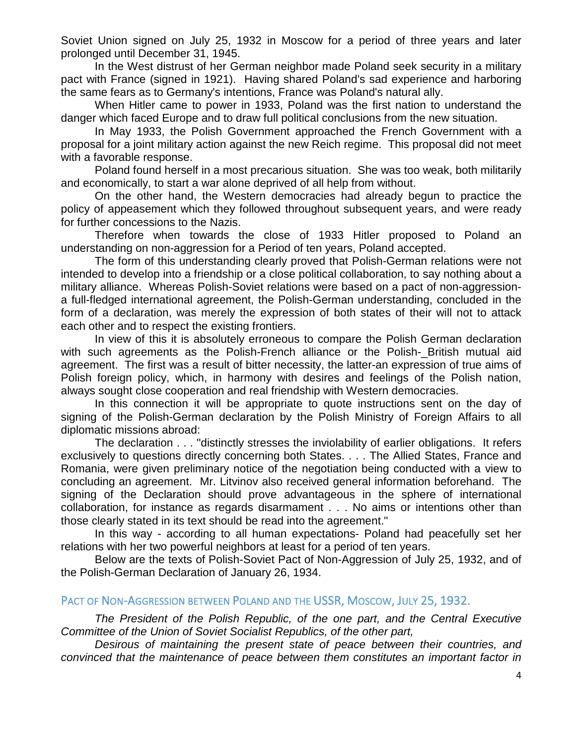Soviet Union signed on July 25, 1932 in Moscow for a period of three years and later prolonged until December 31, 1945.

In the West distrust of her German neighbor made Poland seek security in a military pact with France (signed in 1921). Having shared Poland's sad experience and harboring the same fears as to Germany's intentions, France was Poland's natural ally.

When Hitler came to power in 1933, Poland was the first nation to understand the danger which faced Europe and to draw full political conclusions from the new situation.

In May 1933, the Polish Government approached the French Government with a proposal for a joint military action against the new Reich regime. This proposal did not meet with a favorable response.

Poland found herself in a most precarious situation. She was too weak, both militarily and economically, to start a war alone deprived of all help from without.

On the other hand, the Western democracies had already begun to practice the policy of appeasement which they followed throughout subsequent years, and were ready for further concessions to the Nazis.

Therefore when towards the close of 1933 Hitler proposed to Poland an understanding on non-aggression for a Period of ten years, Poland accepted.

The form of this understanding clearly proved that Polish-German relations were not intended to develop into a friendship or a close political collaboration, to say nothing about a military alliance. Whereas Polish-Soviet relations were based on a pact of non-aggression-a full-fledged international agreement, the Polish-German understanding, concluded in the form of a declaration, was merely the expression of both states of their will not to attack each other and to respect the existing frontiers.

In view of this it is absolutely erroneous to compare the Polish German declaration with such agreements as the Polish-French alliance or the Polish-_British mutual aid agreement. The first was a result of bitter necessity, the latter-an expression of true aims of Polish foreign policy, which, in harmony with desires and feelings of the Polish nation, always sought close cooperation and real friendship with Western democracies.

In this connection it will be appropriate to quote instructions sent on the day of signing of the Polish-German declaration by the Polish Ministry of Foreign Affairs to all diplomatic missions abroad:

The declaration . . . "distinctly stresses the inviolability of earlier obligations. It refers exclusively to questions directly concerning both States. . . . The Allied States, France and Romania, were given preliminary notice of the negotiation being conducted with a view to concluding an agreement. Mr. Litvinov also received general information beforehand. The signing of the Declaration should prove advantageous in the sphere of international collaboration, for instance as regards disarmament . . . No aims or intentions other than those clearly stated in its text should be read into the agreement."

In this way - according to all human expectations- Poland had peacefully set her relations with her two powerful neighbors at least for a period of ten years.

Below are the texts of Polish-Soviet Pact of Non-Aggression of July 25, 1932, and of the Polish-German Declaration of January 26, 1934.

## Pact of Non-Aggression between Poland and the USSR, Moscow, July 25, 1932.

*The President of the Polish Republic, of the one part, and the Central Executive Committee of the Union of Soviet Socialist Republics, of the other part,*

*Desirous of maintaining the present state of peace between their countries, and convinced that the maintenance of peace between them constitutes an important factor in*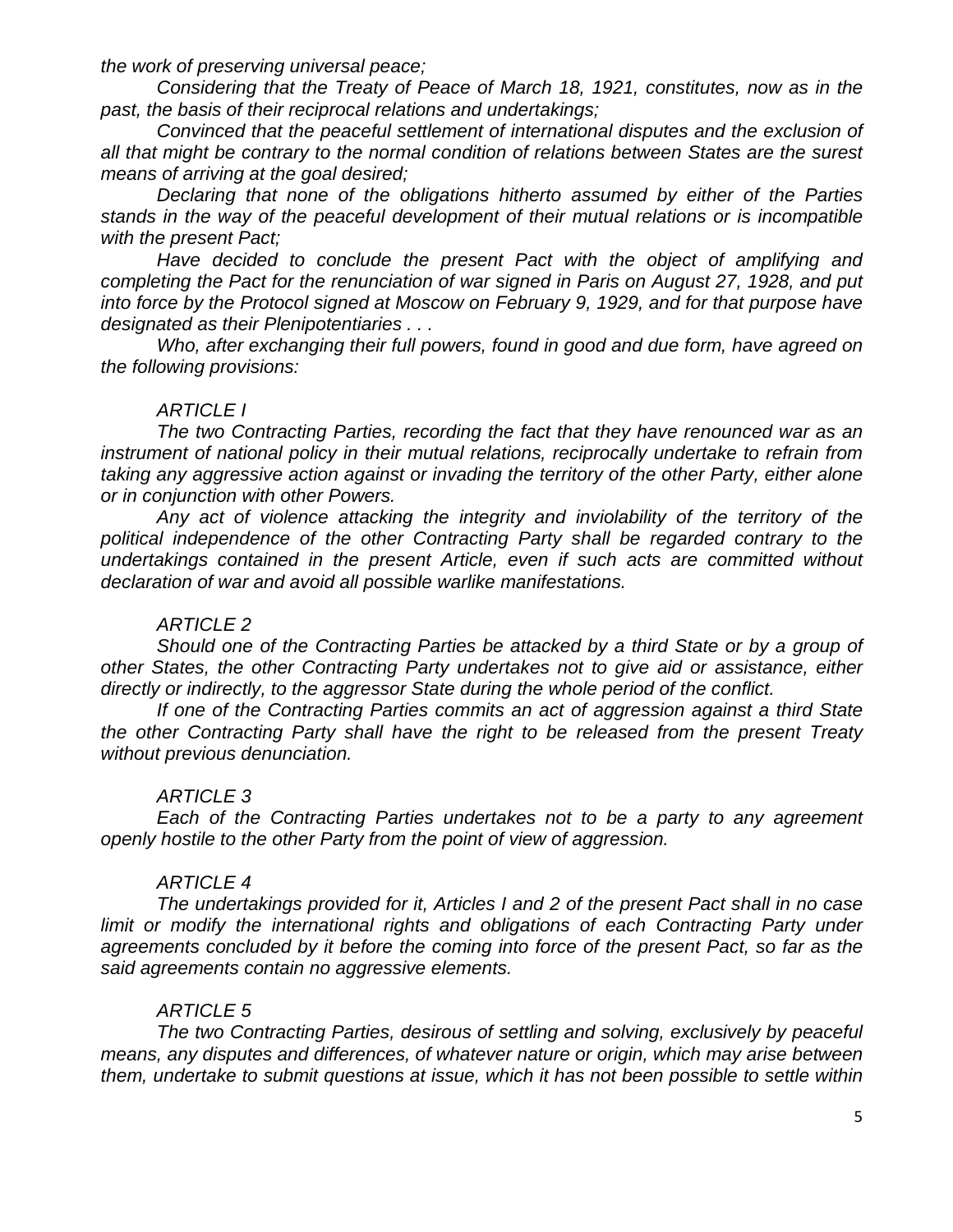*the work of preserving universal peace;*

*Considering that the Treaty of Peace of March 18, 1921, constitutes, now as in the past, the basis of their reciprocal relations and undertakings;*

*Convinced that the peaceful settlement of international disputes and the exclusion of all that might be contrary to the normal condition of relations between States are the surest means of arriving at the goal desired;*

*Declaring that none of the obligations hitherto assumed by either of the Parties stands in the way of the peaceful development of their mutual relations or is incompatible with the present Pact;*

*Have decided to conclude the present Pact with the object of amplifying and completing the Pact for the renunciation of war signed in Paris on August 27, 1928, and put into force by the Protocol signed at Moscow on February 9, 1929, and for that purpose have designated as their Plenipotentiaries . . .*

*Who, after exchanging their full powers, found in good and due form, have agreed on the following provisions:*

*ARTICLE I*

*The two Contracting Parties, recording the fact that they have renounced war as an instrument of national policy in their mutual relations, reciprocally undertake to refrain from taking any aggressive action against or invading the territory of the other Party, either alone or in conjunction with other Powers.*

*Any act of violence attacking the integrity and inviolability of the territory of the political independence of the other Contracting Party shall be regarded contrary to the undertakings contained in the present Article, even if such acts are committed without declaration of war and avoid all possible warlike manifestations.*

*ARTICLE 2*

*Should one of the Contracting Parties be attacked by a third State or by a group of other States, the other Contracting Party undertakes not to give aid or assistance, either directly or indirectly, to the aggressor State during the whole period of the conflict.*

*If one of the Contracting Parties commits an act of aggression against a third State the other Contracting Party shall have the right to be released from the present Treaty without previous denunciation.*

*ARTICLE 3*

*Each of the Contracting Parties undertakes not to be a party to any agreement openly hostile to the other Party from the point of view of aggression.*

*ARTICLE 4*

*The undertakings provided for it, Articles I and 2 of the present Pact shall in no case limit or modify the international rights and obligations of each Contracting Party under agreements concluded by it before the coming into force of the present Pact, so far as the said agreements contain no aggressive elements.*

*ARTICLE 5*

*The two Contracting Parties, desirous of settling and solving, exclusively by peaceful means, any disputes and differences, of whatever nature or origin, which may arise between them, undertake to submit questions at issue, which it has not been possible to settle within*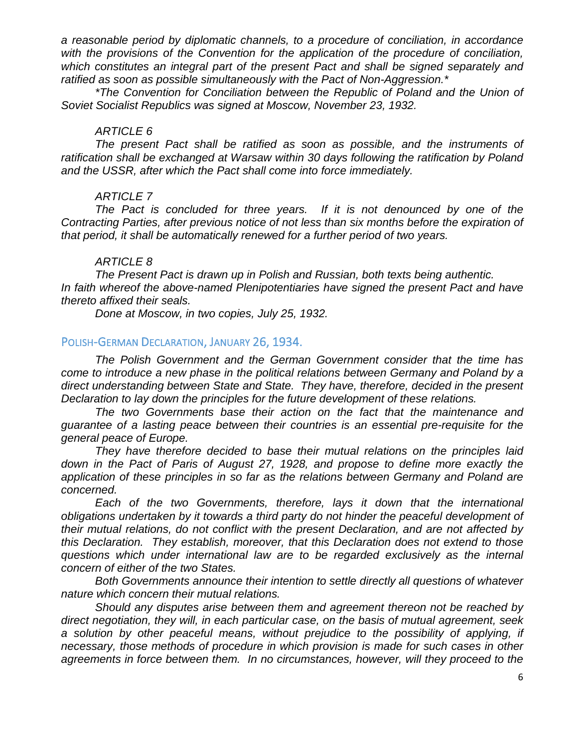*a reasonable period by diplomatic channels, to a procedure of conciliation, in accordance with the provisions of the Convention for the application of the procedure of conciliation, which constitutes an integral part of the present Pact and shall be signed separately and ratified as soon as possible simultaneously with the Pact of Non-Aggression.**

**The Convention for Conciliation between the Republic of Poland and the Union of Soviet Socialist Republics was signed at Moscow, November 23, 1932.*

*ARTICLE 6*

*The present Pact shall be ratified as soon as possible, and the instruments of ratification shall be exchanged at Warsaw within 30 days following the ratification by Poland and the USSR, after which the Pact shall come into force immediately.*

*ARTICLE 7*

*The Pact is concluded for three years. If it is not denounced by one of the Contracting Parties, after previous notice of not less than six months before the expiration of that period, it shall be automatically renewed for a further period of two years.*

*ARTICLE 8*

*The Present Pact is drawn up in Polish and Russian, both texts being authentic.*
*In faith whereof the above-named Plenipotentiaries have signed the present Pact and have thereto affixed their seals.*

*Done at Moscow, in two copies, July 25, 1932.*

## Polish-German Declaration, January 26, 1934.

*The Polish Government and the German Government consider that the time has come to introduce a new phase in the political relations between Germany and Poland by a direct understanding between State and State. They have, therefore, decided in the present Declaration to lay down the principles for the future development of these relations.*

*The two Governments base their action on the fact that the maintenance and guarantee of a lasting peace between their countries is an essential pre-requisite for the general peace of Europe.*

*They have therefore decided to base their mutual relations on the principles laid down in the Pact of Paris of August 27, 1928, and propose to define more exactly the application of these principles in so far as the relations between Germany and Poland are concerned.*

*Each of the two Governments, therefore, lays it down that the international obligations undertaken by it towards a third party do not hinder the peaceful development of their mutual relations, do not conflict with the present Declaration, and are not affected by this Declaration. They establish, moreover, that this Declaration does not extend to those questions which under international law are to be regarded exclusively as the internal concern of either of the two States.*

*Both Governments announce their intention to settle directly all questions of whatever nature which concern their mutual relations.*

*Should any disputes arise between them and agreement thereon not be reached by direct negotiation, they will, in each particular case, on the basis of mutual agreement, seek a solution by other peaceful means, without prejudice to the possibility of applying, if necessary, those methods of procedure in which provision is made for such cases in other agreements in force between them. In no circumstances, however, will they proceed to the*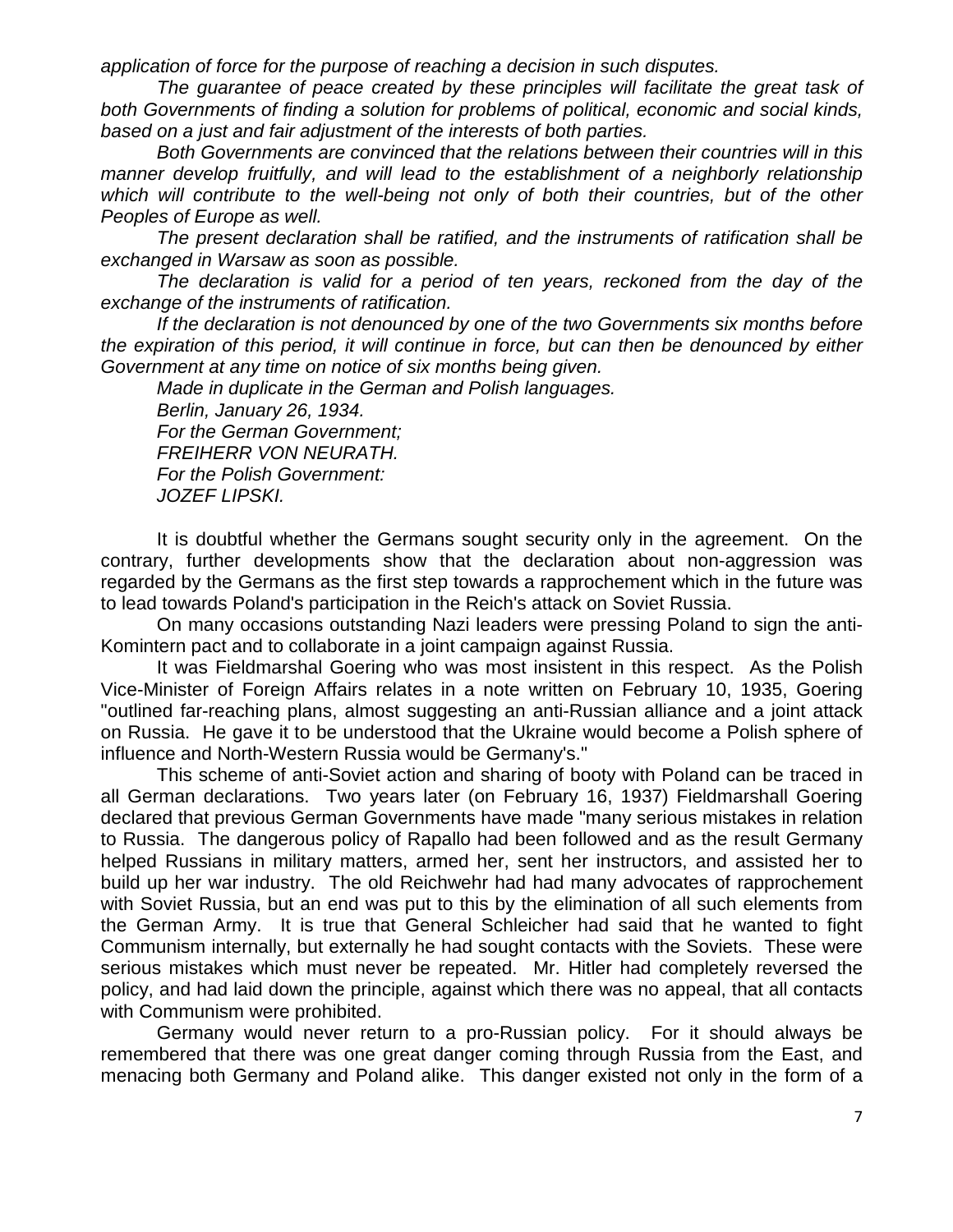*application of force for the purpose of reaching a decision in such disputes.*

*The guarantee of peace created by these principles will facilitate the great task of both Governments of finding a solution for problems of political, economic and social kinds, based on a just and fair adjustment of the interests of both parties.*

*Both Governments are convinced that the relations between their countries will in this manner develop fruitfully, and will lead to the establishment of a neighborly relationship which will contribute to the well-being not only of both their countries, but of the other Peoples of Europe as well.*

*The present declaration shall be ratified, and the instruments of ratification shall be exchanged in Warsaw as soon as possible.*

*The declaration is valid for a period of ten years, reckoned from the day of the exchange of the instruments of ratification.*

*If the declaration is not denounced by one of the two Governments six months before the expiration of this period, it will continue in force, but can then be denounced by either Government at any time on notice of six months being given.*

*Made in duplicate in the German and Polish languages.*
*Berlin, January 26, 1934.*
*For the German Government;*
*FREIHERR VON NEURATH.*
*For the Polish Government:*
*JOZEF LIPSKI.*

It is doubtful whether the Germans sought security only in the agreement. On the contrary, further developments show that the declaration about non-aggression was regarded by the Germans as the first step towards a rapprochement which in the future was to lead towards Poland's participation in the Reich's attack on Soviet Russia.

On many occasions outstanding Nazi leaders were pressing Poland to sign the anti-Komintern pact and to collaborate in a joint campaign against Russia.

It was Fieldmarshal Goering who was most insistent in this respect. As the Polish Vice-Minister of Foreign Affairs relates in a note written on February 10, 1935, Goering "outlined far-reaching plans, almost suggesting an anti-Russian alliance and a joint attack on Russia. He gave it to be understood that the Ukraine would become a Polish sphere of influence and North-Western Russia would be Germany's."

This scheme of anti-Soviet action and sharing of booty with Poland can be traced in all German declarations. Two years later (on February 16, 1937) Fieldmarshall Goering declared that previous German Governments have made "many serious mistakes in relation to Russia. The dangerous policy of Rapallo had been followed and as the result Germany helped Russians in military matters, armed her, sent her instructors, and assisted her to build up her war industry. The old Reichwehr had had many advocates of rapprochement with Soviet Russia, but an end was put to this by the elimination of all such elements from the German Army. It is true that General Schleicher had said that he wanted to fight Communism internally, but externally he had sought contacts with the Soviets. These were serious mistakes which must never be repeated. Mr. Hitler had completely reversed the policy, and had laid down the principle, against which there was no appeal, that all contacts with Communism were prohibited.

Germany would never return to a pro-Russian policy. For it should always be remembered that there was one great danger coming through Russia from the East, and menacing both Germany and Poland alike. This danger existed not only in the form of a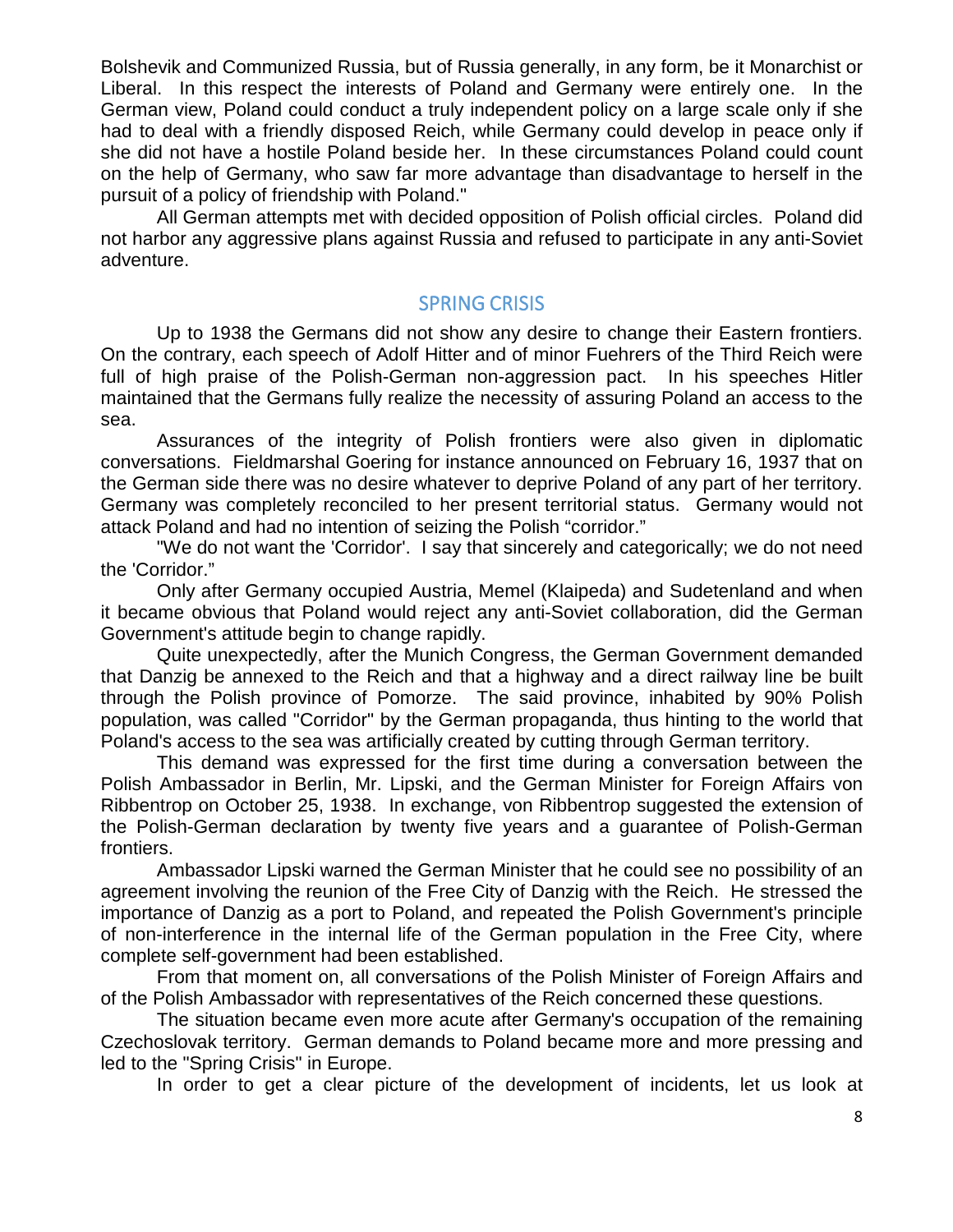Bolshevik and Communized Russia, but of Russia generally, in any form, be it Monarchist or Liberal. In this respect the interests of Poland and Germany were entirely one. In the German view, Poland could conduct a truly independent policy on a large scale only if she had to deal with a friendly disposed Reich, while Germany could develop in peace only if she did not have a hostile Poland beside her. In these circumstances Poland could count on the help of Germany, who saw far more advantage than disadvantage to herself in the pursuit of a policy of friendship with Poland."

All German attempts met with decided opposition of Polish official circles. Poland did not harbor any aggressive plans against Russia and refused to participate in any anti-Soviet adventure.

## SPRING CRISIS

Up to 1938 the Germans did not show any desire to change their Eastern frontiers. On the contrary, each speech of Adolf Hitter and of minor Fuehrers of the Third Reich were full of high praise of the Polish-German non-aggression pact. In his speeches Hitler maintained that the Germans fully realize the necessity of assuring Poland an access to the sea.

Assurances of the integrity of Polish frontiers were also given in diplomatic conversations. Fieldmarshal Goering for instance announced on February 16, 1937 that on the German side there was no desire whatever to deprive Poland of any part of her territory. Germany was completely reconciled to her present territorial status. Germany would not attack Poland and had no intention of seizing the Polish "corridor."

"We do not want the 'Corridor'. I say that sincerely and categorically; we do not need the 'Corridor."

Only after Germany occupied Austria, Memel (Klaipeda) and Sudetenland and when it became obvious that Poland would reject any anti-Soviet collaboration, did the German Government's attitude begin to change rapidly.

Quite unexpectedly, after the Munich Congress, the German Government demanded that Danzig be annexed to the Reich and that a highway and a direct railway line be built through the Polish province of Pomorze. The said province, inhabited by 90% Polish population, was called "Corridor" by the German propaganda, thus hinting to the world that Poland's access to the sea was artificially created by cutting through German territory.

This demand was expressed for the first time during a conversation between the Polish Ambassador in Berlin, Mr. Lipski, and the German Minister for Foreign Affairs von Ribbentrop on October 25, 1938. In exchange, von Ribbentrop suggested the extension of the Polish-German declaration by twenty five years and a guarantee of Polish-German frontiers.

Ambassador Lipski warned the German Minister that he could see no possibility of an agreement involving the reunion of the Free City of Danzig with the Reich. He stressed the importance of Danzig as a port to Poland, and repeated the Polish Government's principle of non-interference in the internal life of the German population in the Free City, where complete self-government had been established.

From that moment on, all conversations of the Polish Minister of Foreign Affairs and of the Polish Ambassador with representatives of the Reich concerned these questions.

The situation became even more acute after Germany's occupation of the remaining Czechoslovak territory. German demands to Poland became more and more pressing and led to the "Spring Crisis" in Europe.

In order to get a clear picture of the development of incidents, let us look at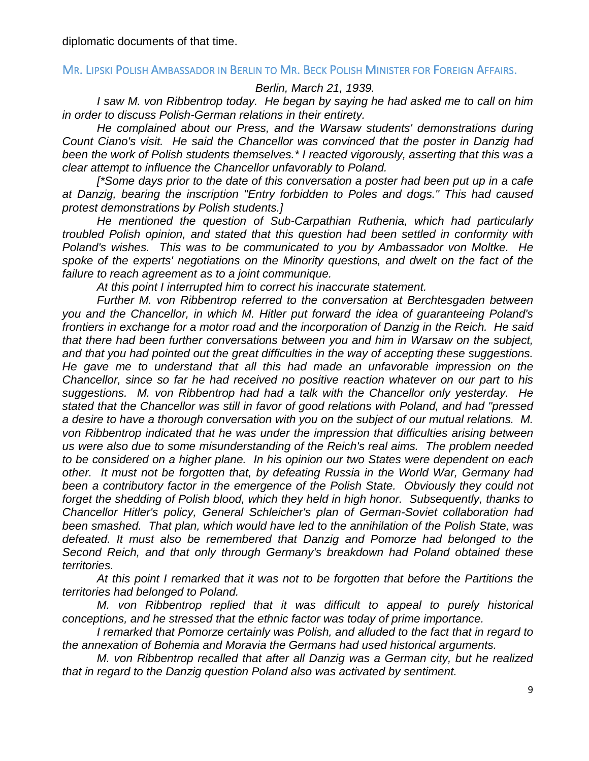diplomatic documents of that time.

## MR. LIPSKI POLISH AMBASSADOR IN BERLIN TO MR. BECK POLISH MINISTER FOR FOREIGN AFFAIRS.

*Berlin, March 21, 1939.*

*I saw M. von Ribbentrop today. He began by saying he had asked me to call on him in order to discuss Polish-German relations in their entirety.*

*He complained about our Press, and the Warsaw students' demonstrations during Count Ciano's visit. He said the Chancellor was convinced that the poster in Danzig had been the work of Polish students themselves.* I reacted vigorously, asserting that this was a clear attempt to influence the Chancellor unfavorably to Poland.*

*[*Some days prior to the date of this conversation a poster had been put up in a cafe at Danzig, bearing the inscription "Entry forbidden to Poles and dogs." This had caused protest demonstrations by Polish students.]*

*He mentioned the question of Sub-Carpathian Ruthenia, which had particularly troubled Polish opinion, and stated that this question had been settled in conformity with Poland's wishes. This was to be communicated to you by Ambassador von Moltke. He spoke of the experts' negotiations on the Minority questions, and dwelt on the fact of the failure to reach agreement as to a joint communique.*

*At this point I interrupted him to correct his inaccurate statement.*

*Further M. von Ribbentrop referred to the conversation at Berchtesgaden between you and the Chancellor, in which M. Hitler put forward the idea of guaranteeing Poland's frontiers in exchange for a motor road and the incorporation of Danzig in the Reich. He said that there had been further conversations between you and him in Warsaw on the subject, and that you had pointed out the great difficulties in the way of accepting these suggestions. He gave me to understand that all this had made an unfavorable impression on the Chancellor, since so far he had received no positive reaction whatever on our part to his suggestions. M. von Ribbentrop had had a talk with the Chancellor only yesterday. He stated that the Chancellor was still in favor of good relations with Poland, and had "pressed a desire to have a thorough conversation with you on the subject of our mutual relations. M. von Ribbentrop indicated that he was under the impression that difficulties arising between us were also due to some misunderstanding of the Reich's real aims. The problem needed to be considered on a higher plane. In his opinion our two States were dependent on each other. It must not be forgotten that, by defeating Russia in the World War, Germany had been a contributory factor in the emergence of the Polish State. Obviously they could not forget the shedding of Polish blood, which they held in high honor. Subsequently, thanks to Chancellor Hitler's policy, General Schleicher's plan of German-Soviet collaboration had been smashed. That plan, which would have led to the annihilation of the Polish State, was defeated. It must also be remembered that Danzig and Pomorze had belonged to the Second Reich, and that only through Germany's breakdown had Poland obtained these territories.*

*At this point I remarked that it was not to be forgotten that before the Partitions the territories had belonged to Poland.*

*M. von Ribbentrop replied that it was difficult to appeal to purely historical conceptions, and he stressed that the ethnic factor was today of prime importance.*

*I remarked that Pomorze certainly was Polish, and alluded to the fact that in regard to the annexation of Bohemia and Moravia the Germans had used historical arguments.*

*M. von Ribbentrop recalled that after all Danzig was a German city, but he realized that in regard to the Danzig question Poland also was activated by sentiment.*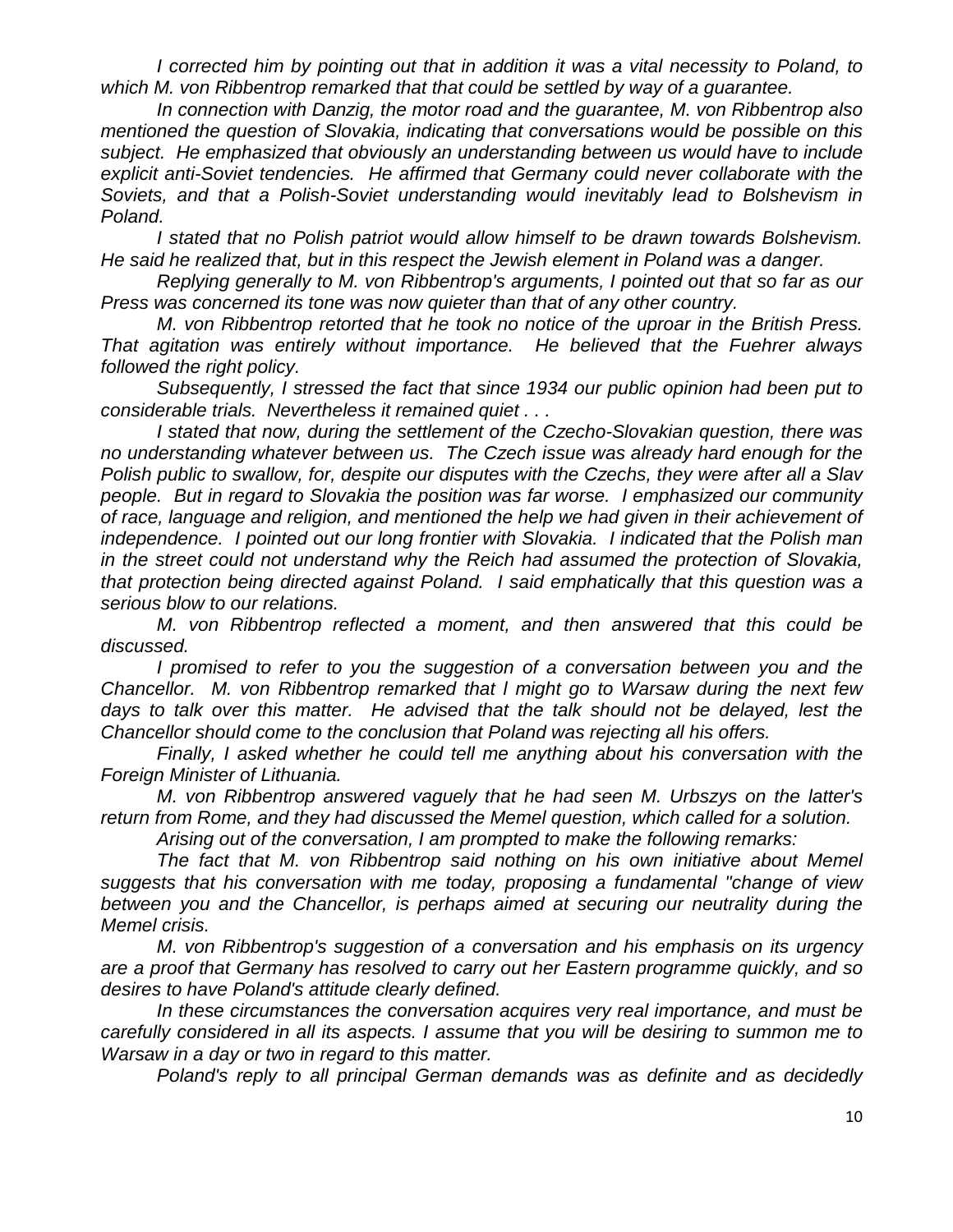*I corrected him by pointing out that in addition it was a vital necessity to Poland, to which M. von Ribbentrop remarked that that could be settled by way of a guarantee.*

*In connection with Danzig, the motor road and the guarantee, M. von Ribbentrop also mentioned the question of Slovakia, indicating that conversations would be possible on this subject. He emphasized that obviously an understanding between us would have to include explicit anti-Soviet tendencies. He affirmed that Germany could never collaborate with the Soviets, and that a Polish-Soviet understanding would inevitably lead to Bolshevism in Poland.*

*I stated that no Polish patriot would allow himself to be drawn towards Bolshevism. He said he realized that, but in this respect the Jewish element in Poland was a danger.*

*Replying generally to M. von Ribbentrop's arguments, I pointed out that so far as our Press was concerned its tone was now quieter than that of any other country.*

*M. von Ribbentrop retorted that he took no notice of the uproar in the British Press. That agitation was entirely without importance. He believed that the Fuehrer always followed the right policy.*

*Subsequently, I stressed the fact that since 1934 our public opinion had been put to considerable trials. Nevertheless it remained quiet . . .*

*I stated that now, during the settlement of the Czecho-Slovakian question, there was no understanding whatever between us. The Czech issue was already hard enough for the Polish public to swallow, for, despite our disputes with the Czechs, they were after all a Slav people. But in regard to Slovakia the position was far worse. I emphasized our community of race, language and religion, and mentioned the help we had given in their achievement of independence. I pointed out our long frontier with Slovakia. I indicated that the Polish man in the street could not understand why the Reich had assumed the protection of Slovakia, that protection being directed against Poland. I said emphatically that this question was a serious blow to our relations.*

*M. von Ribbentrop reflected a moment, and then answered that this could be discussed.*

*I promised to refer to you the suggestion of a conversation between you and the Chancellor. M. von Ribbentrop remarked that I might go to Warsaw during the next few days to talk over this matter. He advised that the talk should not be delayed, lest the Chancellor should come to the conclusion that Poland was rejecting all his offers.*

*Finally, I asked whether he could tell me anything about his conversation with the Foreign Minister of Lithuania.*

*M. von Ribbentrop answered vaguely that he had seen M. Urbszys on the latter's return from Rome, and they had discussed the Memel question, which called for a solution.*

*Arising out of the conversation, I am prompted to make the following remarks:*

*The fact that M. von Ribbentrop said nothing on his own initiative about Memel suggests that his conversation with me today, proposing a fundamental "change of view between you and the Chancellor, is perhaps aimed at securing our neutrality during the Memel crisis.*

*M. von Ribbentrop's suggestion of a conversation and his emphasis on its urgency are a proof that Germany has resolved to carry out her Eastern programme quickly, and so desires to have Poland's attitude clearly defined.*

*In these circumstances the conversation acquires very real importance, and must be carefully considered in all its aspects. I assume that you will be desiring to summon me to Warsaw in a day or two in regard to this matter.*

*Poland's reply to all principal German demands was as definite and as decidedly*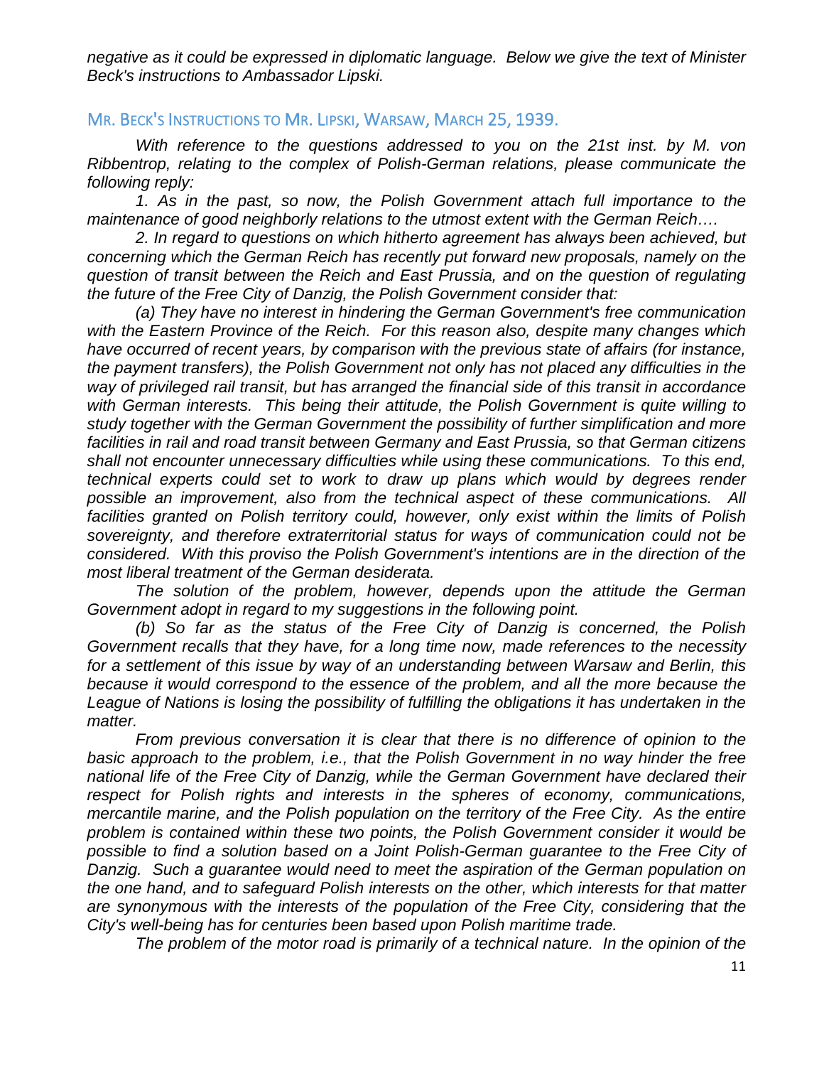*negative as it could be expressed in diplomatic language. Below we give the text of Minister Beck's instructions to Ambassador Lipski.*

## Mr. Beck's Instructions to Mr. Lipski, Warsaw, March 25, 1939.

*With reference to the questions addressed to you on the 21st inst. by M. von Ribbentrop, relating to the complex of Polish-German relations, please communicate the following reply:*

*1. As in the past, so now, the Polish Government attach full importance to the maintenance of good neighborly relations to the utmost extent with the German Reich….*

*2. In regard to questions on which hitherto agreement has always been achieved, but concerning which the German Reich has recently put forward new proposals, namely on the question of transit between the Reich and East Prussia, and on the question of regulating the future of the Free City of Danzig, the Polish Government consider that:*

*(a) They have no interest in hindering the German Government's free communication with the Eastern Province of the Reich. For this reason also, despite many changes which have occurred of recent years, by comparison with the previous state of affairs (for instance, the payment transfers), the Polish Government not only has not placed any difficulties in the way of privileged rail transit, but has arranged the financial side of this transit in accordance with German interests. This being their attitude, the Polish Government is quite willing to study together with the German Government the possibility of further simplification and more facilities in rail and road transit between Germany and East Prussia, so that German citizens shall not encounter unnecessary difficulties while using these communications. To this end, technical experts could set to work to draw up plans which would by degrees render possible an improvement, also from the technical aspect of these communications. All facilities granted on Polish territory could, however, only exist within the limits of Polish sovereignty, and therefore extraterritorial status for ways of communication could not be considered. With this proviso the Polish Government's intentions are in the direction of the most liberal treatment of the German desiderata.*

*The solution of the problem, however, depends upon the attitude the German Government adopt in regard to my suggestions in the following point.*

*(b) So far as the status of the Free City of Danzig is concerned, the Polish Government recalls that they have, for a long time now, made references to the necessity for a settlement of this issue by way of an understanding between Warsaw and Berlin, this because it would correspond to the essence of the problem, and all the more because the League of Nations is losing the possibility of fulfilling the obligations it has undertaken in the matter.*

*From previous conversation it is clear that there is no difference of opinion to the basic approach to the problem, i.e., that the Polish Government in no way hinder the free national life of the Free City of Danzig, while the German Government have declared their respect for Polish rights and interests in the spheres of economy, communications, mercantile marine, and the Polish population on the territory of the Free City. As the entire problem is contained within these two points, the Polish Government consider it would be possible to find a solution based on a Joint Polish-German guarantee to the Free City of Danzig. Such a guarantee would need to meet the aspiration of the German population on the one hand, and to safeguard Polish interests on the other, which interests for that matter are synonymous with the interests of the population of the Free City, considering that the City's well-being has for centuries been based upon Polish maritime trade.*

*The problem of the motor road is primarily of a technical nature. In the opinion of the*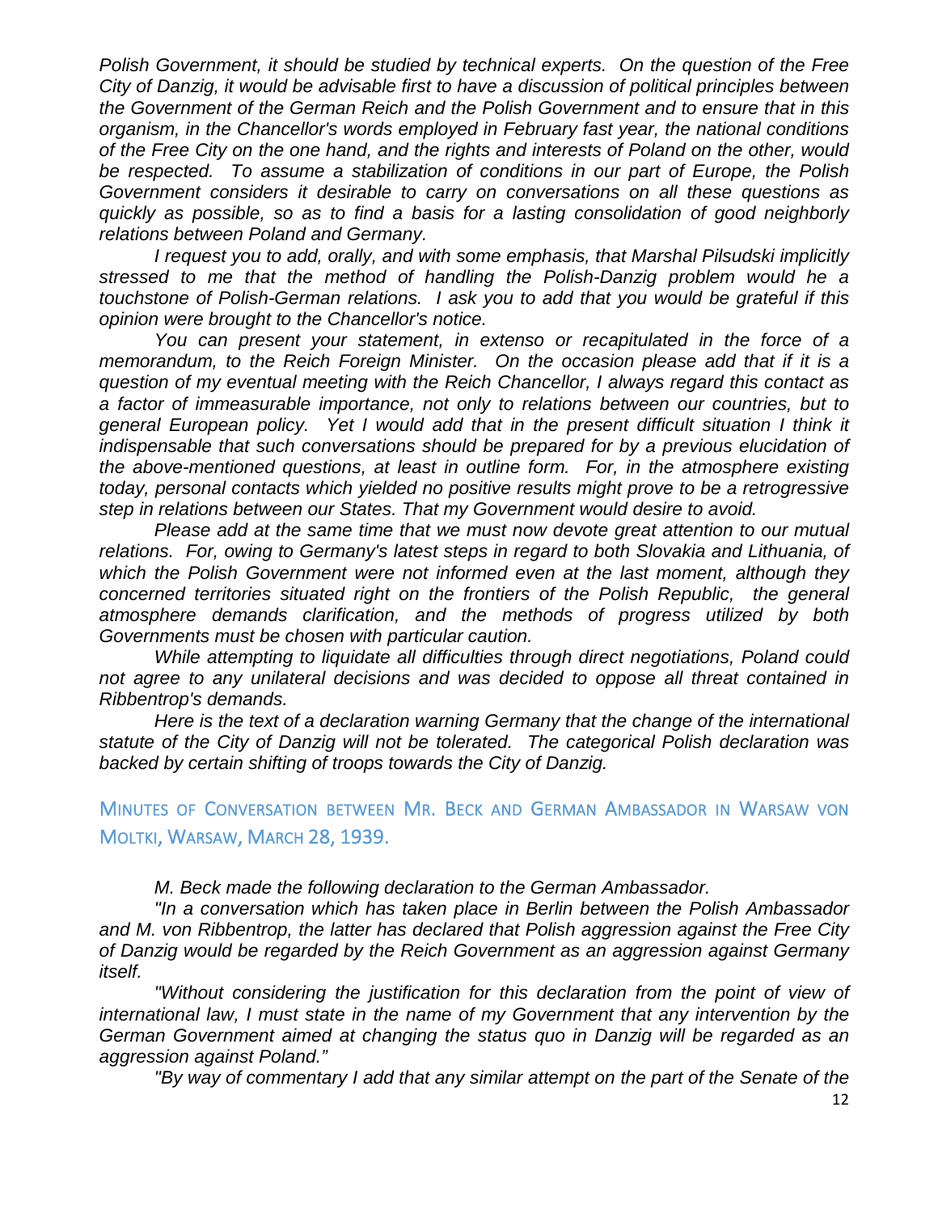*Polish Government, it should be studied by technical experts. On the question of the Free City of Danzig, it would be advisable first to have a discussion of political principles between the Government of the German Reich and the Polish Government and to ensure that in this organism, in the Chancellor's words employed in February fast year, the national conditions of the Free City on the one hand, and the rights and interests of Poland on the other, would be respected. To assume a stabilization of conditions in our part of Europe, the Polish Government considers it desirable to carry on conversations on all these questions as quickly as possible, so as to find a basis for a lasting consolidation of good neighborly relations between Poland and Germany.*

*I request you to add, orally, and with some emphasis, that Marshal Pilsudski implicitly stressed to me that the method of handling the Polish-Danzig problem would he a touchstone of Polish-German relations. I ask you to add that you would be grateful if this opinion were brought to the Chancellor's notice.*

*You can present your statement, in extenso or recapitulated in the force of a memorandum, to the Reich Foreign Minister. On the occasion please add that if it is a question of my eventual meeting with the Reich Chancellor, I always regard this contact as a factor of immeasurable importance, not only to relations between our countries, but to general European policy. Yet I would add that in the present difficult situation I think it indispensable that such conversations should be prepared for by a previous elucidation of the above-mentioned questions, at least in outline form. For, in the atmosphere existing today, personal contacts which yielded no positive results might prove to be a retrogressive step in relations between our States. That my Government would desire to avoid.*

*Please add at the same time that we must now devote great attention to our mutual relations. For, owing to Germany's latest steps in regard to both Slovakia and Lithuania, of which the Polish Government were not informed even at the last moment, although they concerned territories situated right on the frontiers of the Polish Republic, the general atmosphere demands clarification, and the methods of progress utilized by both Governments must be chosen with particular caution.*

*While attempting to liquidate all difficulties through direct negotiations, Poland could not agree to any unilateral decisions and was decided to oppose all threat contained in Ribbentrop's demands.*

*Here is the text of a declaration warning Germany that the change of the international statute of the City of Danzig will not be tolerated. The categorical Polish declaration was backed by certain shifting of troops towards the City of Danzig.*

## Minutes of Conversation between Mr. Beck and German Ambassador in Warsaw von Moltki, Warsaw, March 28, 1939.

*M. Beck made the following declaration to the German Ambassador.*

*"In a conversation which has taken place in Berlin between the Polish Ambassador and M. von Ribbentrop, the latter has declared that Polish aggression against the Free City of Danzig would be regarded by the Reich Government as an aggression against Germany itself.*

*"Without considering the justification for this declaration from the point of view of international law, I must state in the name of my Government that any intervention by the German Government aimed at changing the status quo in Danzig will be regarded as an aggression against Poland."*

*"By way of commentary I add that any similar attempt on the part of the Senate of the*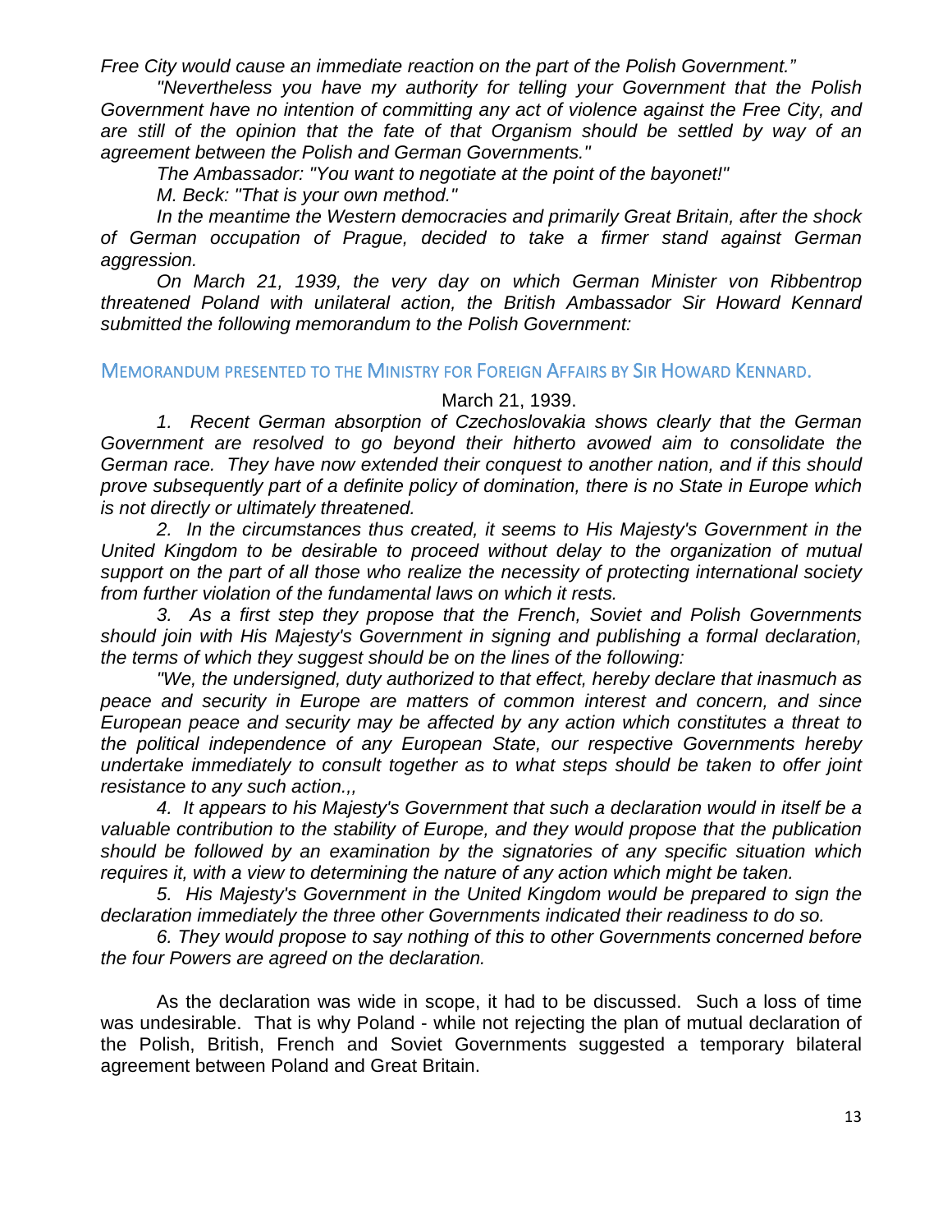*Free City would cause an immediate reaction on the part of the Polish Government."*

*"Nevertheless you have my authority for telling your Government that the Polish Government have no intention of committing any act of violence against the Free City, and are still of the opinion that the fate of that Organism should be settled by way of an agreement between the Polish and German Governments."*

*The Ambassador: "You want to negotiate at the point of the bayonet!"*

*M. Beck: "That is your own method."*

*In the meantime the Western democracies and primarily Great Britain, after the shock of German occupation of Prague, decided to take a firmer stand against German aggression.*

*On March 21, 1939, the very day on which German Minister von Ribbentrop threatened Poland with unilateral action, the British Ambassador Sir Howard Kennard submitted the following memorandum to the Polish Government:*

### MEMORANDUM PRESENTED TO THE MINISTRY FOR FOREIGN AFFAIRS BY SIR HOWARD KENNARD.

March 21, 1939.

*1. Recent German absorption of Czechoslovakia shows clearly that the German Government are resolved to go beyond their hitherto avowed aim to consolidate the German race. They have now extended their conquest to another nation, and if this should prove subsequently part of a definite policy of domination, there is no State in Europe which is not directly or ultimately threatened.*

*2. In the circumstances thus created, it seems to His Majesty's Government in the United Kingdom to be desirable to proceed without delay to the organization of mutual support on the part of all those who realize the necessity of protecting international society from further violation of the fundamental laws on which it rests.*

*3. As a first step they propose that the French, Soviet and Polish Governments should join with His Majesty's Government in signing and publishing a formal declaration, the terms of which they suggest should be on the lines of the following:*

*"We, the undersigned, duty authorized to that effect, hereby declare that inasmuch as peace and security in Europe are matters of common interest and concern, and since European peace and security may be affected by any action which constitutes a threat to the political independence of any European State, our respective Governments hereby undertake immediately to consult together as to what steps should be taken to offer joint resistance to any such action.,,*

*4. It appears to his Majesty's Government that such a declaration would in itself be a valuable contribution to the stability of Europe, and they would propose that the publication should be followed by an examination by the signatories of any specific situation which requires it, with a view to determining the nature of any action which might be taken.*

*5. His Majesty's Government in the United Kingdom would be prepared to sign the declaration immediately the three other Governments indicated their readiness to do so.*

*6. They would propose to say nothing of this to other Governments concerned before the four Powers are agreed on the declaration.*

As the declaration was wide in scope, it had to be discussed. Such a loss of time was undesirable. That is why Poland - while not rejecting the plan of mutual declaration of the Polish, British, French and Soviet Governments suggested a temporary bilateral agreement between Poland and Great Britain.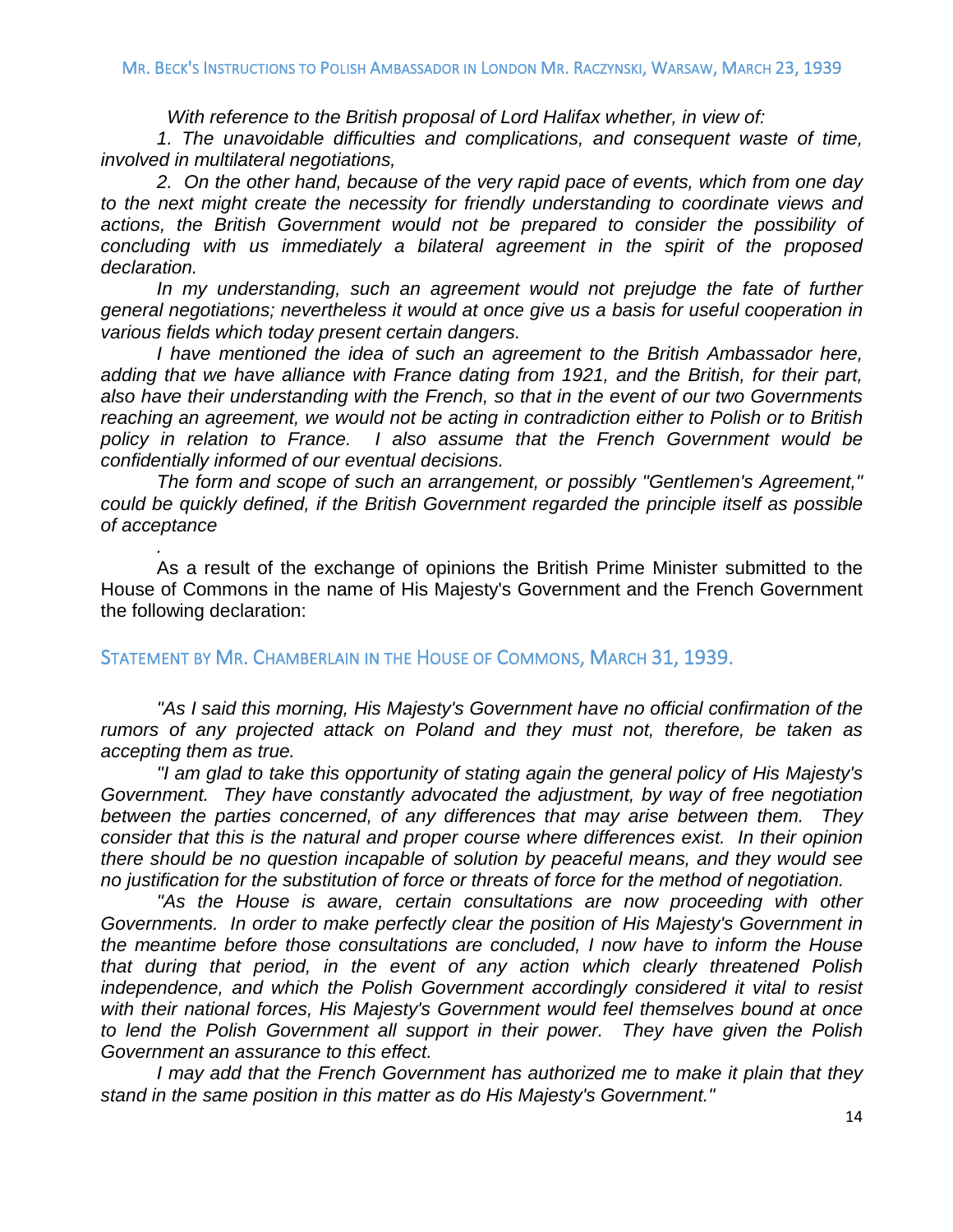## Mr. Beck's Instructions to Polish Ambassador in London Mr. Raczynski, Warsaw, March 23, 1939

*With reference to the British proposal of Lord Halifax whether, in view of:*

*1. The unavoidable difficulties and complications, and consequent waste of time, involved in multilateral negotiations,*

*2. On the other hand, because of the very rapid pace of events, which from one day to the next might create the necessity for friendly understanding to coordinate views and actions, the British Government would not be prepared to consider the possibility of concluding with us immediately a bilateral agreement in the spirit of the proposed declaration.*

*In my understanding, such an agreement would not prejudge the fate of further general negotiations; nevertheless it would at once give us a basis for useful cooperation in various fields which today present certain dangers.*

*I have mentioned the idea of such an agreement to the British Ambassador here, adding that we have alliance with France dating from 1921, and the British, for their part, also have their understanding with the French, so that in the event of our two Governments reaching an agreement, we would not be acting in contradiction either to Polish or to British policy in relation to France. I also assume that the French Government would be confidentially informed of our eventual decisions.*

*The form and scope of such an arrangement, or possibly "Gentlemen's Agreement," could be quickly defined, if the British Government regarded the principle itself as possible of acceptance*

*.*

As a result of the exchange of opinions the British Prime Minister submitted to the House of Commons in the name of His Majesty's Government and the French Government the following declaration:

## Statement by Mr. Chamberlain in the House of Commons, March 31, 1939.

*"As I said this morning, His Majesty's Government have no official confirmation of the rumors of any projected attack on Poland and they must not, therefore, be taken as accepting them as true.*

*"I am glad to take this opportunity of stating again the general policy of His Majesty's Government. They have constantly advocated the adjustment, by way of free negotiation between the parties concerned, of any differences that may arise between them. They consider that this is the natural and proper course where differences exist. In their opinion there should be no question incapable of solution by peaceful means, and they would see no justification for the substitution of force or threats of force for the method of negotiation.*

*"As the House is aware, certain consultations are now proceeding with other Governments. In order to make perfectly clear the position of His Majesty's Government in the meantime before those consultations are concluded, I now have to inform the House that during that period, in the event of any action which clearly threatened Polish independence, and which the Polish Government accordingly considered it vital to resist with their national forces, His Majesty's Government would feel themselves bound at once to lend the Polish Government all support in their power. They have given the Polish Government an assurance to this effect.*

*I may add that the French Government has authorized me to make it plain that they stand in the same position in this matter as do His Majesty's Government."*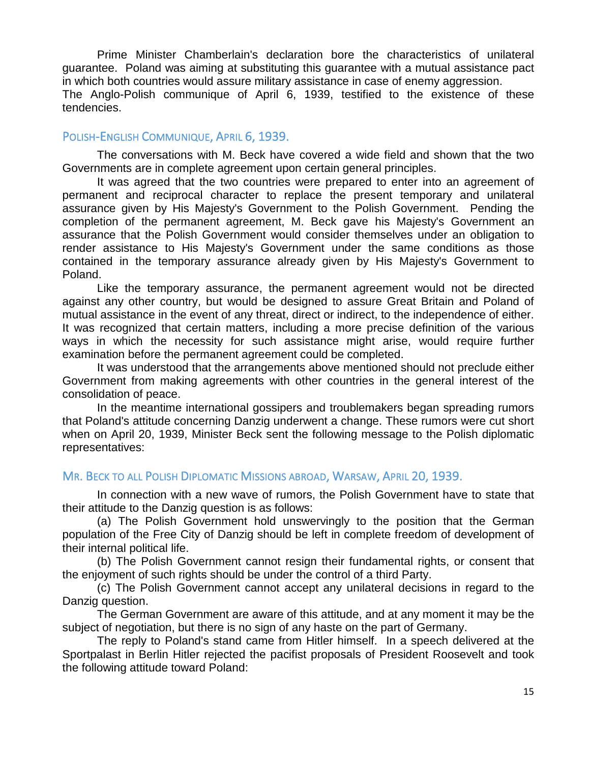Prime Minister Chamberlain's declaration bore the characteristics of unilateral guarantee. Poland was aiming at substituting this guarantee with a mutual assistance pact in which both countries would assure military assistance in case of enemy aggression.
The Anglo-Polish communique of April 6, 1939, testified to the existence of these tendencies.

## POLISH-ENGLISH COMMUNIQUE, APRIL 6, 1939.

The conversations with M. Beck have covered a wide field and shown that the two Governments are in complete agreement upon certain general principles.

It was agreed that the two countries were prepared to enter into an agreement of permanent and reciprocal character to replace the present temporary and unilateral assurance given by His Majesty's Government to the Polish Government. Pending the completion of the permanent agreement, M. Beck gave his Majesty's Government an assurance that the Polish Government would consider themselves under an obligation to render assistance to His Majesty's Government under the same conditions as those contained in the temporary assurance already given by His Majesty's Government to Poland.

Like the temporary assurance, the permanent agreement would not be directed against any other country, but would be designed to assure Great Britain and Poland of mutual assistance in the event of any threat, direct or indirect, to the independence of either. It was recognized that certain matters, including a more precise definition of the various ways in which the necessity for such assistance might arise, would require further examination before the permanent agreement could be completed.

It was understood that the arrangements above mentioned should not preclude either Government from making agreements with other countries in the general interest of the consolidation of peace.

In the meantime international gossipers and troublemakers began spreading rumors that Poland's attitude concerning Danzig underwent a change. These rumors were cut short when on April 20, 1939, Minister Beck sent the following message to the Polish diplomatic representatives:

## MR. BECK TO ALL POLISH DIPLOMATIC MISSIONS ABROAD, WARSAW, APRIL 20, 1939.

In connection with a new wave of rumors, the Polish Government have to state that their attitude to the Danzig question is as follows:

(a) The Polish Government hold unswervingly to the position that the German population of the Free City of Danzig should be left in complete freedom of development of their internal political life.

(b) The Polish Government cannot resign their fundamental rights, or consent that the enjoyment of such rights should be under the control of a third Party.

(c) The Polish Government cannot accept any unilateral decisions in regard to the Danzig question.

The German Government are aware of this attitude, and at any moment it may be the subject of negotiation, but there is no sign of any haste on the part of Germany.

The reply to Poland's stand came from Hitler himself. In a speech delivered at the Sportpalast in Berlin Hitler rejected the pacifist proposals of President Roosevelt and took the following attitude toward Poland: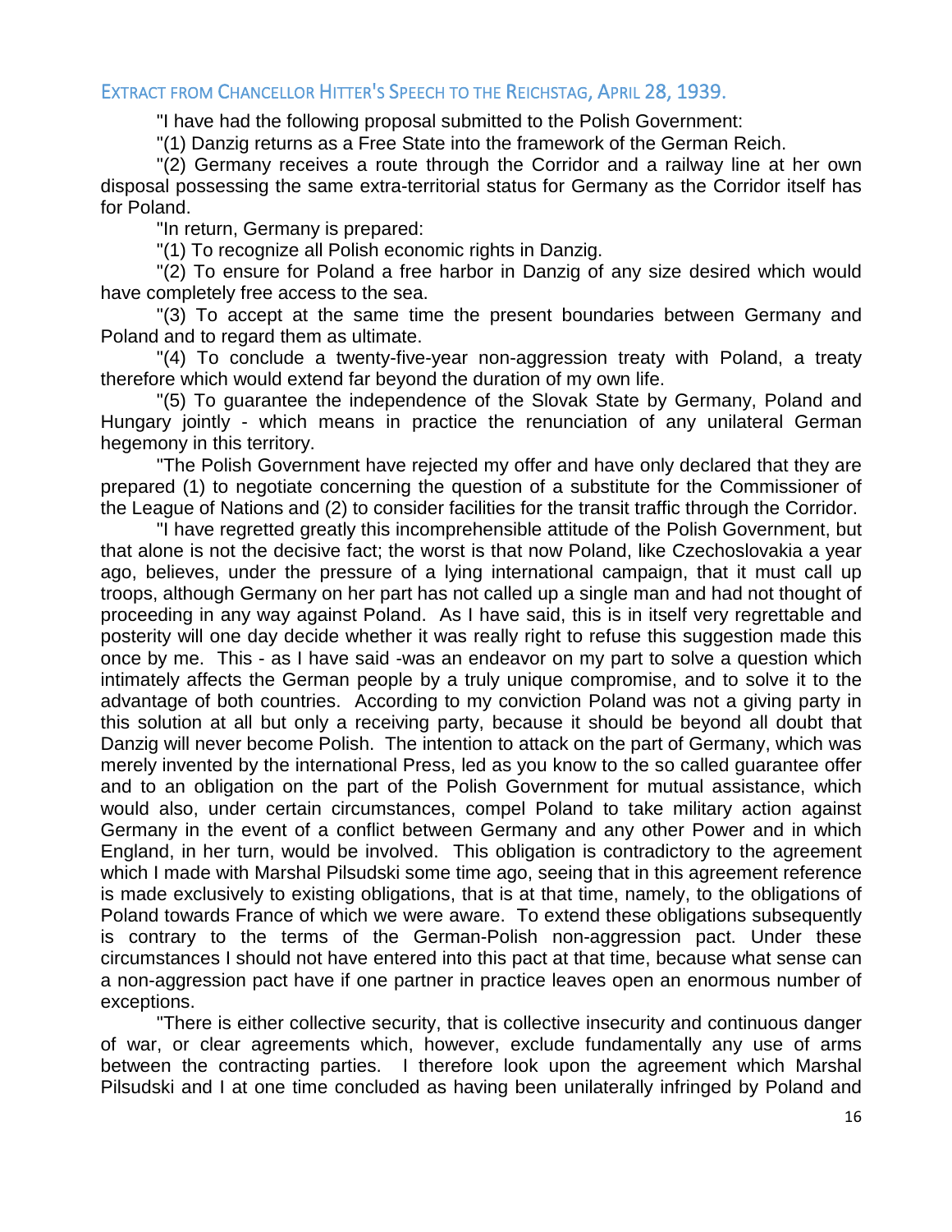## EXTRACT FROM CHANCELLOR HITTER'S SPEECH TO THE REICHSTAG, APRIL 28, 1939.

"I have had the following proposal submitted to the Polish Government:

"(1) Danzig returns as a Free State into the framework of the German Reich.

"(2) Germany receives a route through the Corridor and a railway line at her own disposal possessing the same extra-territorial status for Germany as the Corridor itself has for Poland.

"In return, Germany is prepared:

"(1) To recognize all Polish economic rights in Danzig.

"(2) To ensure for Poland a free harbor in Danzig of any size desired which would have completely free access to the sea.

"(3) To accept at the same time the present boundaries between Germany and Poland and to regard them as ultimate.

"(4) To conclude a twenty-five-year non-aggression treaty with Poland, a treaty therefore which would extend far beyond the duration of my own life.

"(5) To guarantee the independence of the Slovak State by Germany, Poland and Hungary jointly - which means in practice the renunciation of any unilateral German hegemony in this territory.

"The Polish Government have rejected my offer and have only declared that they are prepared (1) to negotiate concerning the question of a substitute for the Commissioner of the League of Nations and (2) to consider facilities for the transit traffic through the Corridor.

"I have regretted greatly this incomprehensible attitude of the Polish Government, but that alone is not the decisive fact; the worst is that now Poland, like Czechoslovakia a year ago, believes, under the pressure of a lying international campaign, that it must call up troops, although Germany on her part has not called up a single man and had not thought of proceeding in any way against Poland. As I have said, this is in itself very regrettable and posterity will one day decide whether it was really right to refuse this suggestion made this once by me. This - as I have said -was an endeavor on my part to solve a question which intimately affects the German people by a truly unique compromise, and to solve it to the advantage of both countries. According to my conviction Poland was not a giving party in this solution at all but only a receiving party, because it should be beyond all doubt that Danzig will never become Polish. The intention to attack on the part of Germany, which was merely invented by the international Press, led as you know to the so called guarantee offer and to an obligation on the part of the Polish Government for mutual assistance, which would also, under certain circumstances, compel Poland to take military action against Germany in the event of a conflict between Germany and any other Power and in which England, in her turn, would be involved. This obligation is contradictory to the agreement which I made with Marshal Pilsudski some time ago, seeing that in this agreement reference is made exclusively to existing obligations, that is at that time, namely, to the obligations of Poland towards France of which we were aware. To extend these obligations subsequently is contrary to the terms of the German-Polish non-aggression pact. Under these circumstances I should not have entered into this pact at that time, because what sense can a non-aggression pact have if one partner in practice leaves open an enormous number of exceptions.

"There is either collective security, that is collective insecurity and continuous danger of war, or clear agreements which, however, exclude fundamentally any use of arms between the contracting parties. I therefore look upon the agreement which Marshal Pilsudski and I at one time concluded as having been unilaterally infringed by Poland and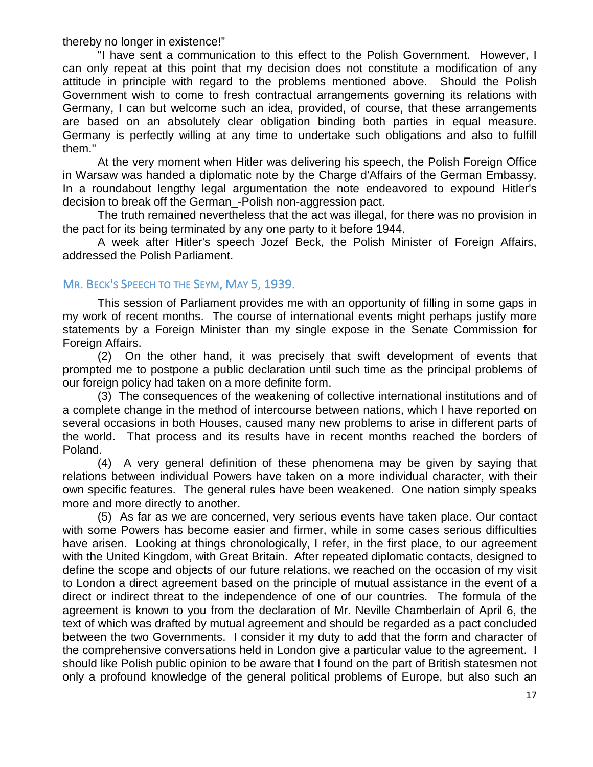thereby no longer in existence!"

"I have sent a communication to this effect to the Polish Government. However, I can only repeat at this point that my decision does not constitute a modification of any attitude in principle with regard to the problems mentioned above. Should the Polish Government wish to come to fresh contractual arrangements governing its relations with Germany, I can but welcome such an idea, provided, of course, that these arrangements are based on an absolutely clear obligation binding both parties in equal measure. Germany is perfectly willing at any time to undertake such obligations and also to fulfill them."

At the very moment when Hitler was delivering his speech, the Polish Foreign Office in Warsaw was handed a diplomatic note by the Charge d'Affairs of the German Embassy. In a roundabout lengthy legal argumentation the note endeavored to expound Hitler's decision to break off the German_-Polish non-aggression pact.

The truth remained nevertheless that the act was illegal, for there was no provision in the pact for its being terminated by any one party to it before 1944.

A week after Hitler's speech Jozef Beck, the Polish Minister of Foreign Affairs, addressed the Polish Parliament.

## MR. BECK'S SPEECH TO THE SEYM, MAY 5, 1939.

This session of Parliament provides me with an opportunity of filling in some gaps in my work of recent months. The course of international events might perhaps justify more statements by a Foreign Minister than my single expose in the Senate Commission for Foreign Affairs.

(2) On the other hand, it was precisely that swift development of events that prompted me to postpone a public declaration until such time as the principal problems of our foreign policy had taken on a more definite form.

(3) The consequences of the weakening of collective international institutions and of a complete change in the method of intercourse between nations, which I have reported on several occasions in both Houses, caused many new problems to arise in different parts of the world. That process and its results have in recent months reached the borders of Poland.

(4) A very general definition of these phenomena may be given by saying that relations between individual Powers have taken on a more individual character, with their own specific features. The general rules have been weakened. One nation simply speaks more and more directly to another.

(5) As far as we are concerned, very serious events have taken place. Our contact with some Powers has become easier and firmer, while in some cases serious difficulties have arisen. Looking at things chronologically, I refer, in the first place, to our agreement with the United Kingdom, with Great Britain. After repeated diplomatic contacts, designed to define the scope and objects of our future relations, we reached on the occasion of my visit to London a direct agreement based on the principle of mutual assistance in the event of a direct or indirect threat to the independence of one of our countries. The formula of the agreement is known to you from the declaration of Mr. Neville Chamberlain of April 6, the text of which was drafted by mutual agreement and should be regarded as a pact concluded between the two Governments. I consider it my duty to add that the form and character of the comprehensive conversations held in London give a particular value to the agreement. I should like Polish public opinion to be aware that I found on the part of British statesmen not only a profound knowledge of the general political problems of Europe, but also such an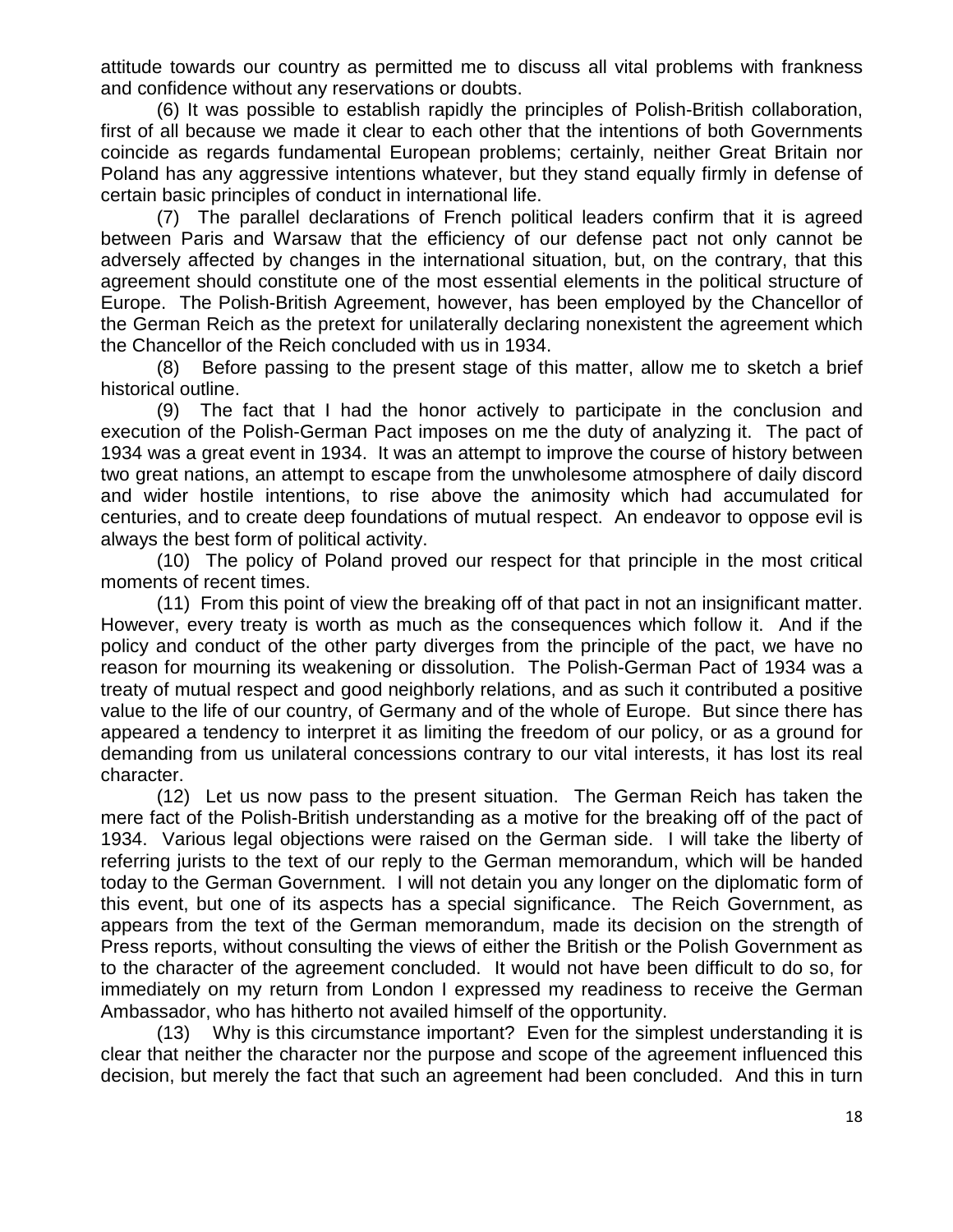attitude towards our country as permitted me to discuss all vital problems with frankness and confidence without any reservations or doubts.

(6) It was possible to establish rapidly the principles of Polish-British collaboration, first of all because we made it clear to each other that the intentions of both Governments coincide as regards fundamental European problems; certainly, neither Great Britain nor Poland has any aggressive intentions whatever, but they stand equally firmly in defense of certain basic principles of conduct in international life.

(7) The parallel declarations of French political leaders confirm that it is agreed between Paris and Warsaw that the efficiency of our defense pact not only cannot be adversely affected by changes in the international situation, but, on the contrary, that this agreement should constitute one of the most essential elements in the political structure of Europe. The Polish-British Agreement, however, has been employed by the Chancellor of the German Reich as the pretext for unilaterally declaring nonexistent the agreement which the Chancellor of the Reich concluded with us in 1934.

(8) Before passing to the present stage of this matter, allow me to sketch a brief historical outline.

(9) The fact that I had the honor actively to participate in the conclusion and execution of the Polish-German Pact imposes on me the duty of analyzing it. The pact of 1934 was a great event in 1934. It was an attempt to improve the course of history between two great nations, an attempt to escape from the unwholesome atmosphere of daily discord and wider hostile intentions, to rise above the animosity which had accumulated for centuries, and to create deep foundations of mutual respect. An endeavor to oppose evil is always the best form of political activity.

(10) The policy of Poland proved our respect for that principle in the most critical moments of recent times.

(11) From this point of view the breaking off of that pact in not an insignificant matter. However, every treaty is worth as much as the consequences which follow it. And if the policy and conduct of the other party diverges from the principle of the pact, we have no reason for mourning its weakening or dissolution. The Polish-German Pact of 1934 was a treaty of mutual respect and good neighborly relations, and as such it contributed a positive value to the life of our country, of Germany and of the whole of Europe. But since there has appeared a tendency to interpret it as limiting the freedom of our policy, or as a ground for demanding from us unilateral concessions contrary to our vital interests, it has lost its real character.

(12) Let us now pass to the present situation. The German Reich has taken the mere fact of the Polish-British understanding as a motive for the breaking off of the pact of 1934. Various legal objections were raised on the German side. I will take the liberty of referring jurists to the text of our reply to the German memorandum, which will be handed today to the German Government. I will not detain you any longer on the diplomatic form of this event, but one of its aspects has a special significance. The Reich Government, as appears from the text of the German memorandum, made its decision on the strength of Press reports, without consulting the views of either the British or the Polish Government as to the character of the agreement concluded. It would not have been difficult to do so, for immediately on my return from London I expressed my readiness to receive the German Ambassador, who has hitherto not availed himself of the opportunity.

(13) Why is this circumstance important? Even for the simplest understanding it is clear that neither the character nor the purpose and scope of the agreement influenced this decision, but merely the fact that such an agreement had been concluded. And this in turn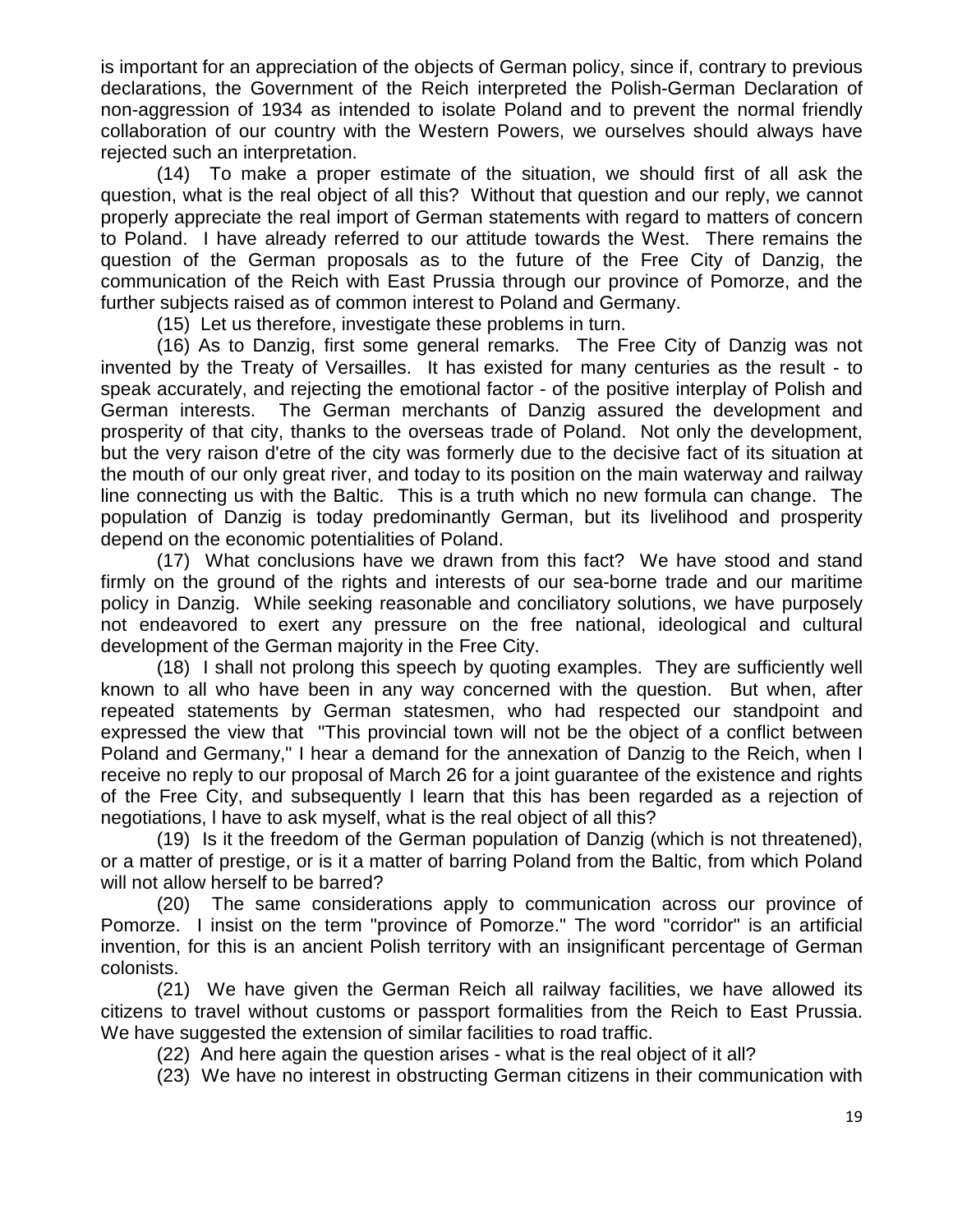is important for an appreciation of the objects of German policy, since if, contrary to previous declarations, the Government of the Reich interpreted the Polish-German Declaration of non-aggression of 1934 as intended to isolate Poland and to prevent the normal friendly collaboration of our country with the Western Powers, we ourselves should always have rejected such an interpretation.

(14) To make a proper estimate of the situation, we should first of all ask the question, what is the real object of all this? Without that question and our reply, we cannot properly appreciate the real import of German statements with regard to matters of concern to Poland. I have already referred to our attitude towards the West. There remains the question of the German proposals as to the future of the Free City of Danzig, the communication of the Reich with East Prussia through our province of Pomorze, and the further subjects raised as of common interest to Poland and Germany.

(15) Let us therefore, investigate these problems in turn.

(16) As to Danzig, first some general remarks. The Free City of Danzig was not invented by the Treaty of Versailles. It has existed for many centuries as the result - to speak accurately, and rejecting the emotional factor - of the positive interplay of Polish and German interests. The German merchants of Danzig assured the development and prosperity of that city, thanks to the overseas trade of Poland. Not only the development, but the very raison d'etre of the city was formerly due to the decisive fact of its situation at the mouth of our only great river, and today to its position on the main waterway and railway line connecting us with the Baltic. This is a truth which no new formula can change. The population of Danzig is today predominantly German, but its livelihood and prosperity depend on the economic potentialities of Poland.

(17) What conclusions have we drawn from this fact? We have stood and stand firmly on the ground of the rights and interests of our sea-borne trade and our maritime policy in Danzig. While seeking reasonable and conciliatory solutions, we have purposely not endeavored to exert any pressure on the free national, ideological and cultural development of the German majority in the Free City.

(18) I shall not prolong this speech by quoting examples. They are sufficiently well known to all who have been in any way concerned with the question. But when, after repeated statements by German statesmen, who had respected our standpoint and expressed the view that "This provincial town will not be the object of a conflict between Poland and Germany," I hear a demand for the annexation of Danzig to the Reich, when I receive no reply to our proposal of March 26 for a joint guarantee of the existence and rights of the Free City, and subsequently I learn that this has been regarded as a rejection of negotiations, I have to ask myself, what is the real object of all this?

(19) Is it the freedom of the German population of Danzig (which is not threatened), or a matter of prestige, or is it a matter of barring Poland from the Baltic, from which Poland will not allow herself to be barred?

(20) The same considerations apply to communication across our province of Pomorze. I insist on the term "province of Pomorze." The word "corridor" is an artificial invention, for this is an ancient Polish territory with an insignificant percentage of German colonists.

(21) We have given the German Reich all railway facilities, we have allowed its citizens to travel without customs or passport formalities from the Reich to East Prussia. We have suggested the extension of similar facilities to road traffic.

(22) And here again the question arises - what is the real object of it all?

(23) We have no interest in obstructing German citizens in their communication with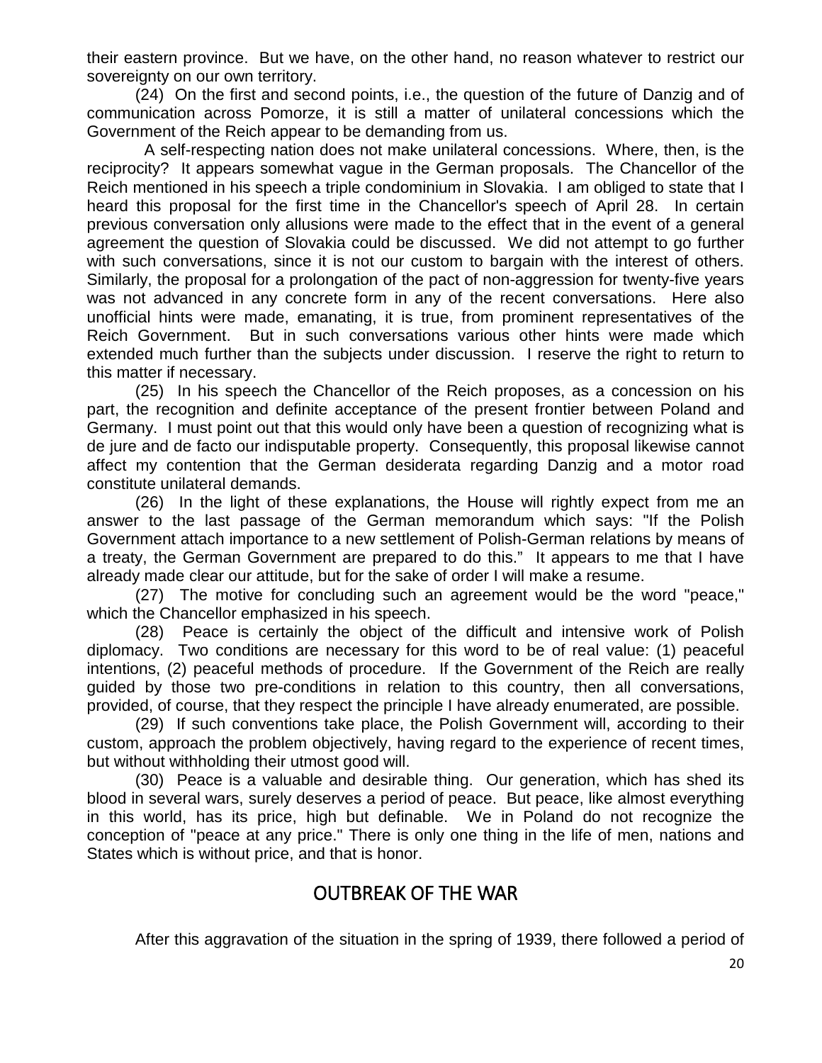their eastern province. But we have, on the other hand, no reason whatever to restrict our sovereignty on our own territory.

(24) On the first and second points, i.e., the question of the future of Danzig and of communication across Pomorze, it is still a matter of unilateral concessions which the Government of the Reich appear to be demanding from us.

A self-respecting nation does not make unilateral concessions. Where, then, is the reciprocity? It appears somewhat vague in the German proposals. The Chancellor of the Reich mentioned in his speech a triple condominium in Slovakia. I am obliged to state that I heard this proposal for the first time in the Chancellor's speech of April 28. In certain previous conversation only allusions were made to the effect that in the event of a general agreement the question of Slovakia could be discussed. We did not attempt to go further with such conversations, since it is not our custom to bargain with the interest of others. Similarly, the proposal for a prolongation of the pact of non-aggression for twenty-five years was not advanced in any concrete form in any of the recent conversations. Here also unofficial hints were made, emanating, it is true, from prominent representatives of the Reich Government. But in such conversations various other hints were made which extended much further than the subjects under discussion. I reserve the right to return to this matter if necessary.

(25) In his speech the Chancellor of the Reich proposes, as a concession on his part, the recognition and definite acceptance of the present frontier between Poland and Germany. I must point out that this would only have been a question of recognizing what is de jure and de facto our indisputable property. Consequently, this proposal likewise cannot affect my contention that the German desiderata regarding Danzig and a motor road constitute unilateral demands.

(26) In the light of these explanations, the House will rightly expect from me an answer to the last passage of the German memorandum which says: "If the Polish Government attach importance to a new settlement of Polish-German relations by means of a treaty, the German Government are prepared to do this." It appears to me that I have already made clear our attitude, but for the sake of order I will make a resume.

(27) The motive for concluding such an agreement would be the word "peace," which the Chancellor emphasized in his speech.

(28) Peace is certainly the object of the difficult and intensive work of Polish diplomacy. Two conditions are necessary for this word to be of real value: (1) peaceful intentions, (2) peaceful methods of procedure. If the Government of the Reich are really guided by those two pre-conditions in relation to this country, then all conversations, provided, of course, that they respect the principle I have already enumerated, are possible.

(29) If such conventions take place, the Polish Government will, according to their custom, approach the problem objectively, having regard to the experience of recent times, but without withholding their utmost good will.

(30) Peace is a valuable and desirable thing. Our generation, which has shed its blood in several wars, surely deserves a period of peace. But peace, like almost everything in this world, has its price, high but definable. We in Poland do not recognize the conception of "peace at any price." There is only one thing in the life of men, nations and States which is without price, and that is honor.

## OUTBREAK OF THE WAR

After this aggravation of the situation in the spring of 1939, there followed a period of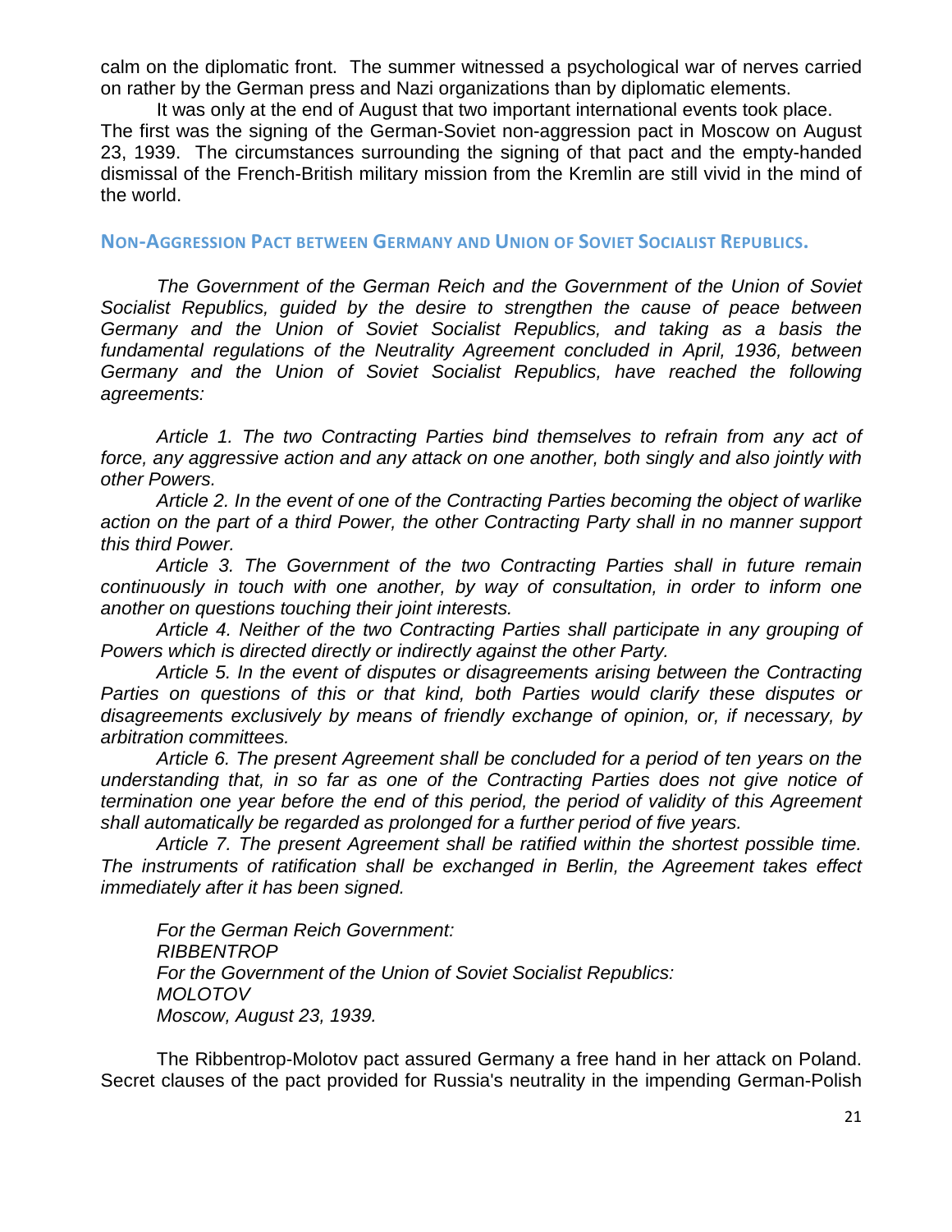calm on the diplomatic front. The summer witnessed a psychological war of nerves carried on rather by the German press and Nazi organizations than by diplomatic elements.

It was only at the end of August that two important international events took place. The first was the signing of the German-Soviet non-aggression pact in Moscow on August 23, 1939. The circumstances surrounding the signing of that pact and the empty-handed dismissal of the French-British military mission from the Kremlin are still vivid in the mind of the world.

### NON-AGGRESSION PACT BETWEEN GERMANY AND UNION OF SOVIET SOCIALIST REPUBLICS.

*The Government of the German Reich and the Government of the Union of Soviet Socialist Republics, guided by the desire to strengthen the cause of peace between Germany and the Union of Soviet Socialist Republics, and taking as a basis the fundamental regulations of the Neutrality Agreement concluded in April, 1936, between Germany and the Union of Soviet Socialist Republics, have reached the following agreements:*

*Article 1. The two Contracting Parties bind themselves to refrain from any act of force, any aggressive action and any attack on one another, both singly and also jointly with other Powers.*

*Article 2. In the event of one of the Contracting Parties becoming the object of warlike action on the part of a third Power, the other Contracting Party shall in no manner support this third Power.*

*Article 3. The Government of the two Contracting Parties shall in future remain continuously in touch with one another, by way of consultation, in order to inform one another on questions touching their joint interests.*

*Article 4. Neither of the two Contracting Parties shall participate in any grouping of Powers which is directed directly or indirectly against the other Party.*

*Article 5. In the event of disputes or disagreements arising between the Contracting Parties on questions of this or that kind, both Parties would clarify these disputes or disagreements exclusively by means of friendly exchange of opinion, or, if necessary, by arbitration committees.*

*Article 6. The present Agreement shall be concluded for a period of ten years on the understanding that, in so far as one of the Contracting Parties does not give notice of termination one year before the end of this period, the period of validity of this Agreement shall automatically be regarded as prolonged for a further period of five years.*

*Article 7. The present Agreement shall be ratified within the shortest possible time. The instruments of ratification shall be exchanged in Berlin, the Agreement takes effect immediately after it has been signed.*

*For the German Reich Government:*
*RIBBENTROP*
*For the Government of the Union of Soviet Socialist Republics:*
*MOLOTOV*
*Moscow, August 23, 1939.*

The Ribbentrop-Molotov pact assured Germany a free hand in her attack on Poland. Secret clauses of the pact provided for Russia's neutrality in the impending German-Polish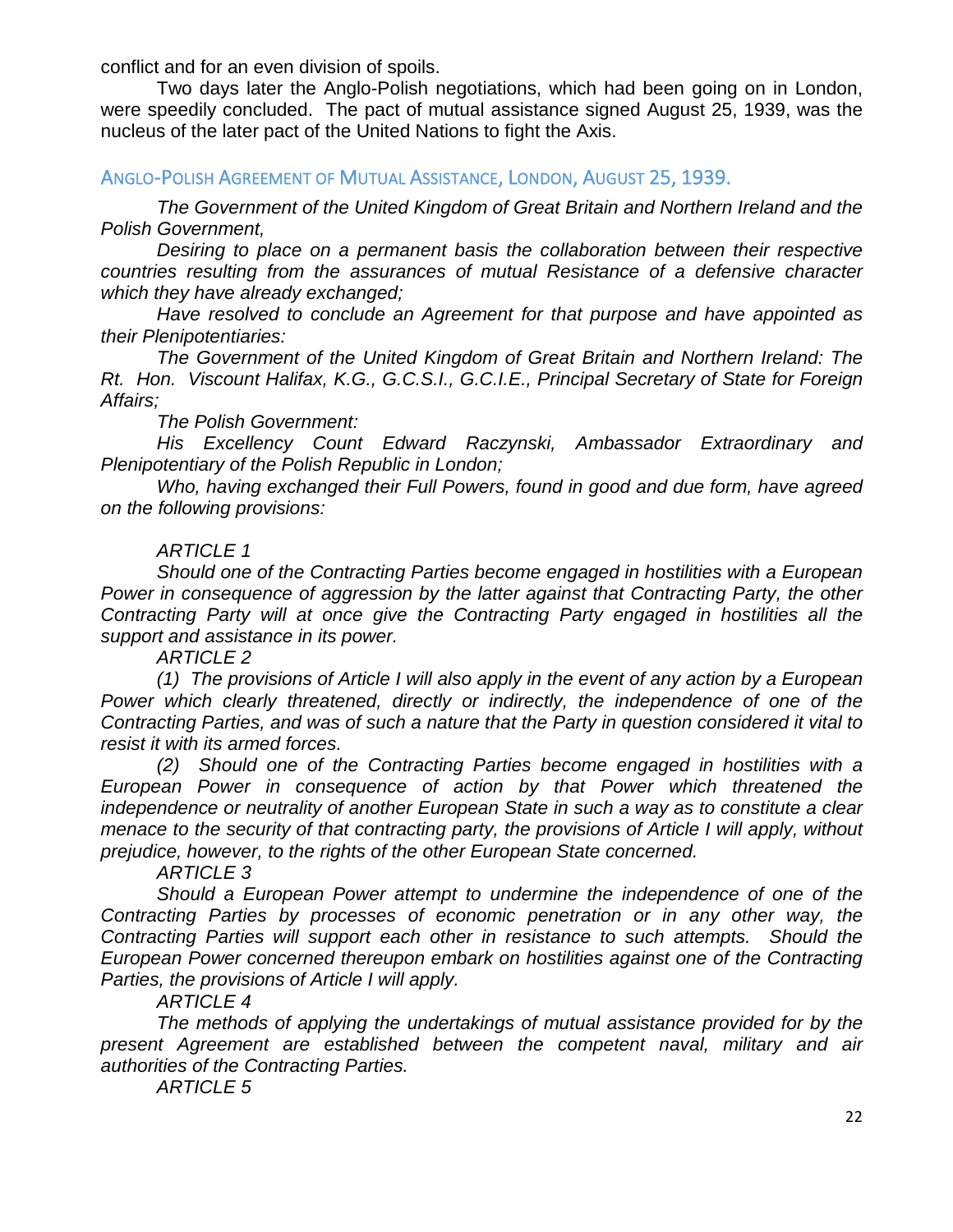conflict and for an even division of spoils.

Two days later the Anglo-Polish negotiations, which had been going on in London, were speedily concluded. The pact of mutual assistance signed August 25, 1939, was the nucleus of the later pact of the United Nations to fight the Axis.

## Anglo-Polish Agreement of Mutual Assistance, London, August 25, 1939.

*The Government of the United Kingdom of Great Britain and Northern Ireland and the Polish Government,*

*Desiring to place on a permanent basis the collaboration between their respective countries resulting from the assurances of mutual Resistance of a defensive character which they have already exchanged;*

*Have resolved to conclude an Agreement for that purpose and have appointed as their Plenipotentiaries:*

*The Government of the United Kingdom of Great Britain and Northern Ireland: The Rt. Hon. Viscount Halifax, K.G., G.C.S.I., G.C.I.E., Principal Secretary of State for Foreign Affairs;*

*The Polish Government:*

*His Excellency Count Edward Raczynski, Ambassador Extraordinary and Plenipotentiary of the Polish Republic in London;*

*Who, having exchanged their Full Powers, found in good and due form, have agreed on the following provisions:*

*ARTICLE 1*

*Should one of the Contracting Parties become engaged in hostilities with a European Power in consequence of aggression by the latter against that Contracting Party, the other Contracting Party will at once give the Contracting Party engaged in hostilities all the support and assistance in its power.*

*ARTICLE 2*

*(1) The provisions of Article I will also apply in the event of any action by a European Power which clearly threatened, directly or indirectly, the independence of one of the Contracting Parties, and was of such a nature that the Party in question considered it vital to resist it with its armed forces.*

*(2) Should one of the Contracting Parties become engaged in hostilities with a European Power in consequence of action by that Power which threatened the independence or neutrality of another European State in such a way as to constitute a clear menace to the security of that contracting party, the provisions of Article I will apply, without prejudice, however, to the rights of the other European State concerned.*

*ARTICLE 3*

*Should a European Power attempt to undermine the independence of one of the Contracting Parties by processes of economic penetration or in any other way, the Contracting Parties will support each other in resistance to such attempts. Should the European Power concerned thereupon embark on hostilities against one of the Contracting Parties, the provisions of Article I will apply.*

*ARTICLE 4*

*The methods of applying the undertakings of mutual assistance provided for by the present Agreement are established between the competent naval, military and air authorities of the Contracting Parties.*

*ARTICLE 5*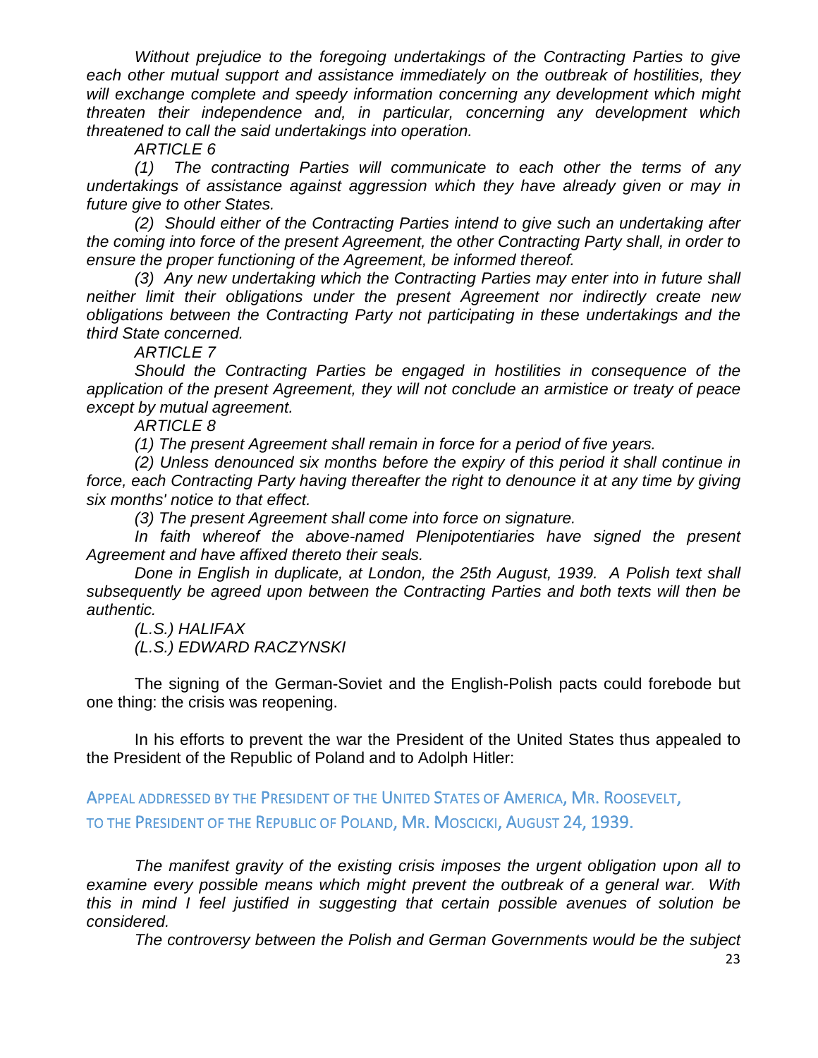*Without prejudice to the foregoing undertakings of the Contracting Parties to give each other mutual support and assistance immediately on the outbreak of hostilities, they will exchange complete and speedy information concerning any development which might threaten their independence and, in particular, concerning any development which threatened to call the said undertakings into operation.*

*ARTICLE 6*

*(1) The contracting Parties will communicate to each other the terms of any undertakings of assistance against aggression which they have already given or may in future give to other States.*

*(2) Should either of the Contracting Parties intend to give such an undertaking after the coming into force of the present Agreement, the other Contracting Party shall, in order to ensure the proper functioning of the Agreement, be informed thereof.*

*(3) Any new undertaking which the Contracting Parties may enter into in future shall neither limit their obligations under the present Agreement nor indirectly create new obligations between the Contracting Party not participating in these undertakings and the third State concerned.*

*ARTICLE 7*

*Should the Contracting Parties be engaged in hostilities in consequence of the application of the present Agreement, they will not conclude an armistice or treaty of peace except by mutual agreement.*

*ARTICLE 8*

*(1) The present Agreement shall remain in force for a period of five years.*

*(2) Unless denounced six months before the expiry of this period it shall continue in force, each Contracting Party having thereafter the right to denounce it at any time by giving six months' notice to that effect.*

*(3) The present Agreement shall come into force on signature.*

*In faith whereof the above-named Plenipotentiaries have signed the present Agreement and have affixed thereto their seals.*

*Done in English in duplicate, at London, the 25th August, 1939. A Polish text shall subsequently be agreed upon between the Contracting Parties and both texts will then be authentic.*

*(L.S.) HALIFAX*
*(L.S.) EDWARD RACZYNSKI*

The signing of the German-Soviet and the English-Polish pacts could forebode but one thing: the crisis was reopening.

In his efforts to prevent the war the President of the United States thus appealed to the President of the Republic of Poland and to Adolph Hitler:

## Appeal addressed by the President of the United States of America, Mr. Roosevelt, to the President of the Republic of Poland, Mr. Moscicki, August 24, 1939.

*The manifest gravity of the existing crisis imposes the urgent obligation upon all to examine every possible means which might prevent the outbreak of a general war. With this in mind I feel justified in suggesting that certain possible avenues of solution be considered.*

*The controversy between the Polish and German Governments would be the subject*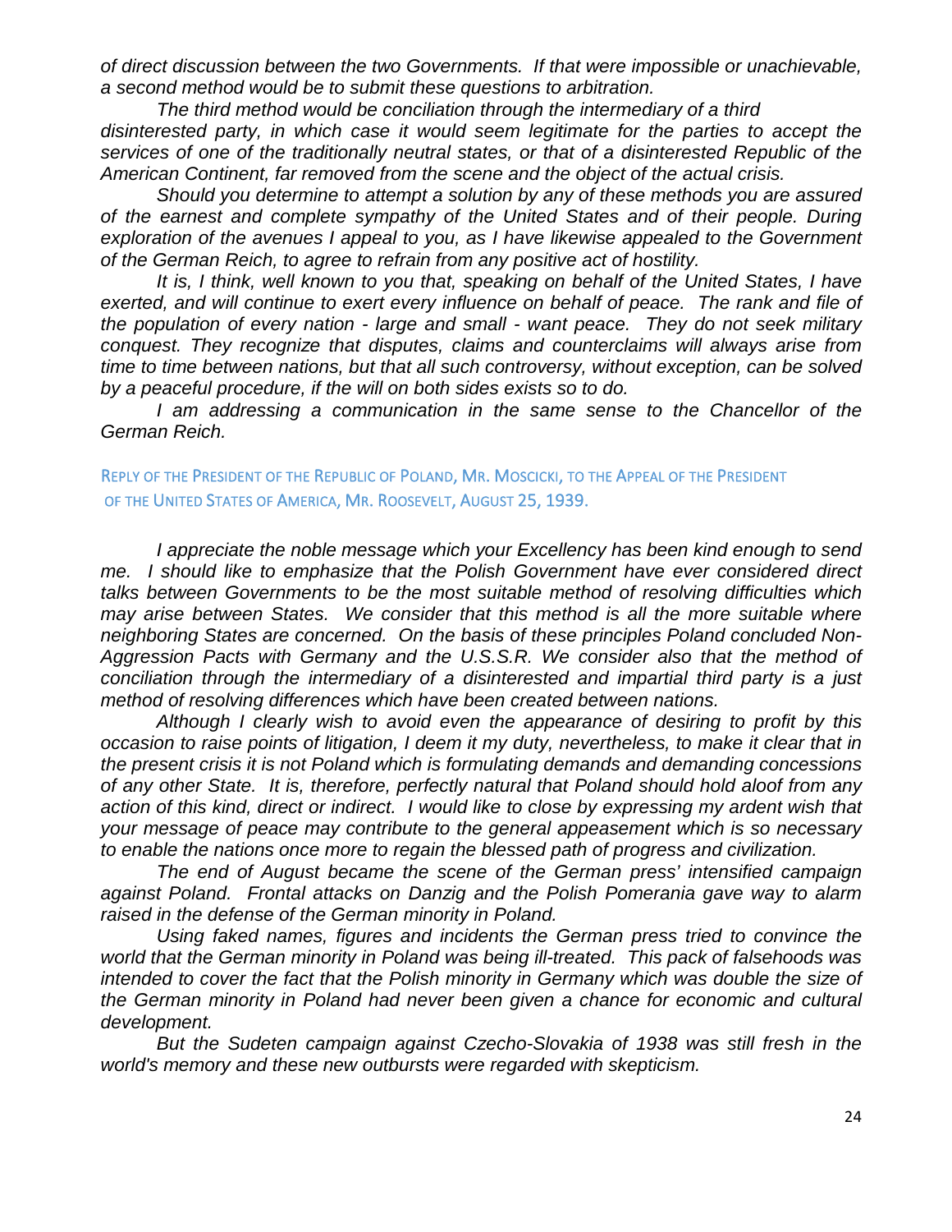*of direct discussion between the two Governments. If that were impossible or unachievable, a second method would be to submit these questions to arbitration.*

*The third method would be conciliation through the intermediary of a third disinterested party, in which case it would seem legitimate for the parties to accept the services of one of the traditionally neutral states, or that of a disinterested Republic of the American Continent, far removed from the scene and the object of the actual crisis.*

*Should you determine to attempt a solution by any of these methods you are assured of the earnest and complete sympathy of the United States and of their people. During exploration of the avenues I appeal to you, as I have likewise appealed to the Government of the German Reich, to agree to refrain from any positive act of hostility.*

*It is, I think, well known to you that, speaking on behalf of the United States, I have exerted, and will continue to exert every influence on behalf of peace. The rank and file of the population of every nation - large and small - want peace. They do not seek military conquest. They recognize that disputes, claims and counterclaims will always arise from time to time between nations, but that all such controversy, without exception, can be solved by a peaceful procedure, if the will on both sides exists so to do.*

*I am addressing a communication in the same sense to the Chancellor of the German Reich.*

## Reply of the President of the Republic of Poland, Mr. Moscicki, to the Appeal of the President of the United States of America, Mr. Roosevelt, August 25, 1939.

*I appreciate the noble message which your Excellency has been kind enough to send me. I should like to emphasize that the Polish Government have ever considered direct talks between Governments to be the most suitable method of resolving difficulties which may arise between States. We consider that this method is all the more suitable where neighboring States are concerned. On the basis of these principles Poland concluded Non-Aggression Pacts with Germany and the U.S.S.R. We consider also that the method of conciliation through the intermediary of a disinterested and impartial third party is a just method of resolving differences which have been created between nations.*

*Although I clearly wish to avoid even the appearance of desiring to profit by this occasion to raise points of litigation, I deem it my duty, nevertheless, to make it clear that in the present crisis it is not Poland which is formulating demands and demanding concessions of any other State. It is, therefore, perfectly natural that Poland should hold aloof from any action of this kind, direct or indirect. I would like to close by expressing my ardent wish that your message of peace may contribute to the general appeasement which is so necessary to enable the nations once more to regain the blessed path of progress and civilization.*

*The end of August became the scene of the German press' intensified campaign against Poland. Frontal attacks on Danzig and the Polish Pomerania gave way to alarm raised in the defense of the German minority in Poland.*

*Using faked names, figures and incidents the German press tried to convince the world that the German minority in Poland was being ill-treated. This pack of falsehoods was intended to cover the fact that the Polish minority in Germany which was double the size of the German minority in Poland had never been given a chance for economic and cultural development.*

*But the Sudeten campaign against Czecho-Slovakia of 1938 was still fresh in the world's memory and these new outbursts were regarded with skepticism.*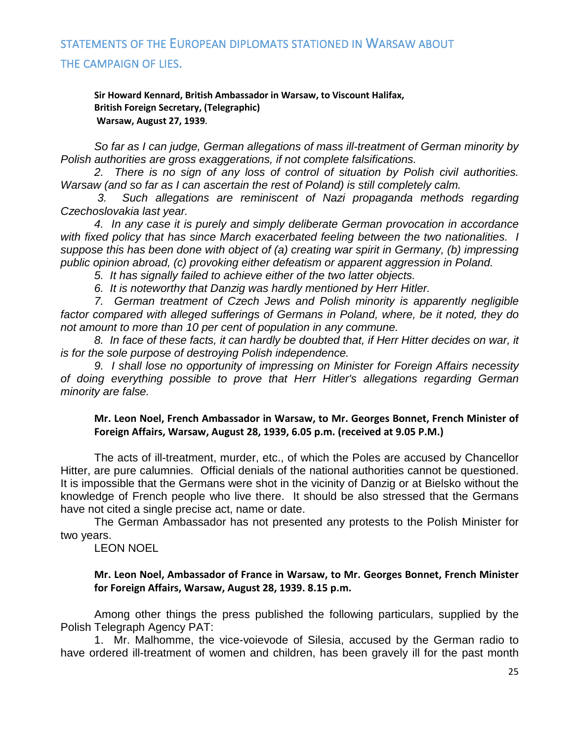## STATEMENTS OF THE EUROPEAN DIPLOMATS STATIONED IN WARSAW ABOUT THE CAMPAIGN OF LIES.

**Sir Howard Kennard, British Ambassador in Warsaw, to Viscount Halifax, British Foreign Secretary, (Telegraphic)**
**Warsaw, August 27, 1939.**

*So far as I can judge, German allegations of mass ill-treatment of German minority by Polish authorities are gross exaggerations, if not complete falsifications.*

*2. There is no sign of any loss of control of situation by Polish civil authorities. Warsaw (and so far as I can ascertain the rest of Poland) is still completely calm.*

*3. Such allegations are reminiscent of Nazi propaganda methods regarding Czechoslovakia last year.*

*4. In any case it is purely and simply deliberate German provocation in accordance with fixed policy that has since March exacerbated feeling between the two nationalities. I suppose this has been done with object of (a) creating war spirit in Germany, (b) impressing public opinion abroad, (c) provoking either defeatism or apparent aggression in Poland.*

*5. It has signally failed to achieve either of the two latter objects.*

*6. It is noteworthy that Danzig was hardly mentioned by Herr Hitler.*

*7. German treatment of Czech Jews and Polish minority is apparently negligible factor compared with alleged sufferings of Germans in Poland, where, be it noted, they do not amount to more than 10 per cent of population in any commune.*

*8. In face of these facts, it can hardly be doubted that, if Herr Hitter decides on war, it is for the sole purpose of destroying Polish independence.*

*9. I shall lose no opportunity of impressing on Minister for Foreign Affairs necessity of doing everything possible to prove that Herr Hitler's allegations regarding German minority are false.*

**Mr. Leon Noel, French Ambassador in Warsaw, to Mr. Georges Bonnet, French Minister of Foreign Affairs, Warsaw, August 28, 1939, 6.05 p.m. (received at 9.05 P.M.)**

The acts of ill-treatment, murder, etc., of which the Poles are accused by Chancellor Hitter, are pure calumnies. Official denials of the national authorities cannot be questioned. It is impossible that the Germans were shot in the vicinity of Danzig or at Bielsko without the knowledge of French people who live there. It should be also stressed that the Germans have not cited a single precise act, name or date.

The German Ambassador has not presented any protests to the Polish Minister for two years.

LEON NOEL

**Mr. Leon Noel, Ambassador of France in Warsaw, to Mr. Georges Bonnet, French Minister for Foreign Affairs, Warsaw, August 28, 1939. 8.15 p.m.**

Among other things the press published the following particulars, supplied by the Polish Telegraph Agency PAT:

1. Mr. Malhomme, the vice-voievode of Silesia, accused by the German radio to have ordered ill-treatment of women and children, has been gravely ill for the past month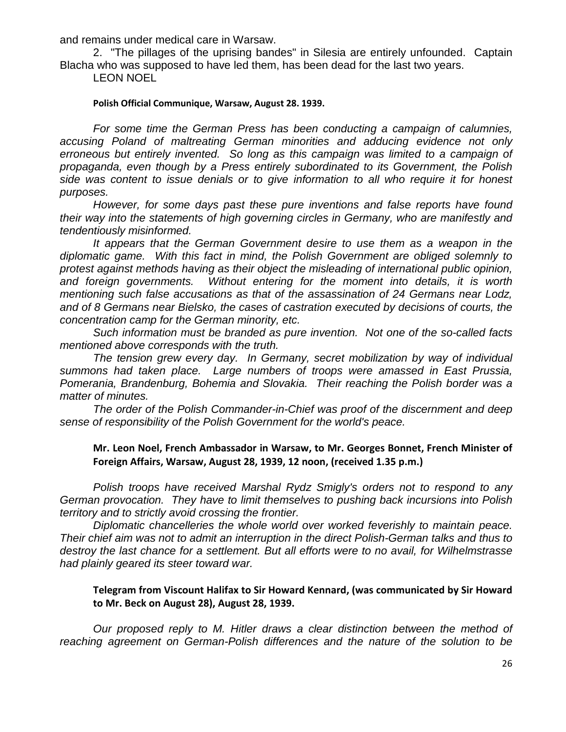and remains under medical care in Warsaw.

2. "The pillages of the uprising bandes" in Silesia are entirely unfounded. Captain Blacha who was supposed to have led them, has been dead for the last two years.

LEON NOEL

**Polish Official Communique, Warsaw, August 28. 1939.**

*For some time the German Press has been conducting a campaign of calumnies, accusing Poland of maltreating German minorities and adducing evidence not only erroneous but entirely invented. So long as this campaign was limited to a campaign of propaganda, even though by a Press entirely subordinated to its Government, the Polish side was content to issue denials or to give information to all who require it for honest purposes.*

*However, for some days past these pure inventions and false reports have found their way into the statements of high governing circles in Germany, who are manifestly and tendentiously misinformed.*

*It appears that the German Government desire to use them as a weapon in the diplomatic game. With this fact in mind, the Polish Government are obliged solemnly to protest against methods having as their object the misleading of international public opinion, and foreign governments. Without entering for the moment into details, it is worth mentioning such false accusations as that of the assassination of 24 Germans near Lodz, and of 8 Germans near Bielsko, the cases of castration executed by decisions of courts, the concentration camp for the German minority, etc.*

*Such information must be branded as pure invention. Not one of the so-called facts mentioned above corresponds with the truth.*

*The tension grew every day. In Germany, secret mobilization by way of individual summons had taken place. Large numbers of troops were amassed in East Prussia, Pomerania, Brandenburg, Bohemia and Slovakia. Their reaching the Polish border was a matter of minutes.*

*The order of the Polish Commander-in-Chief was proof of the discernment and deep sense of responsibility of the Polish Government for the world's peace.*

**Mr. Leon Noel, French Ambassador in Warsaw, to Mr. Georges Bonnet, French Minister of Foreign Affairs, Warsaw, August 28, 1939, 12 noon, (received 1.35 p.m.)**

*Polish troops have received Marshal Rydz Smigly's orders not to respond to any German provocation. They have to limit themselves to pushing back incursions into Polish territory and to strictly avoid crossing the frontier.*

*Diplomatic chancelleries the whole world over worked feverishly to maintain peace. Their chief aim was not to admit an interruption in the direct Polish-German talks and thus to destroy the last chance for a settlement. But all efforts were to no avail, for Wilhelmstrasse had plainly geared its steer toward war.*

**Telegram from Viscount Halifax to Sir Howard Kennard, (was communicated by Sir Howard to Mr. Beck on August 28), August 28, 1939.**

*Our proposed reply to M. Hitler draws a clear distinction between the method of reaching agreement on German-Polish differences and the nature of the solution to be*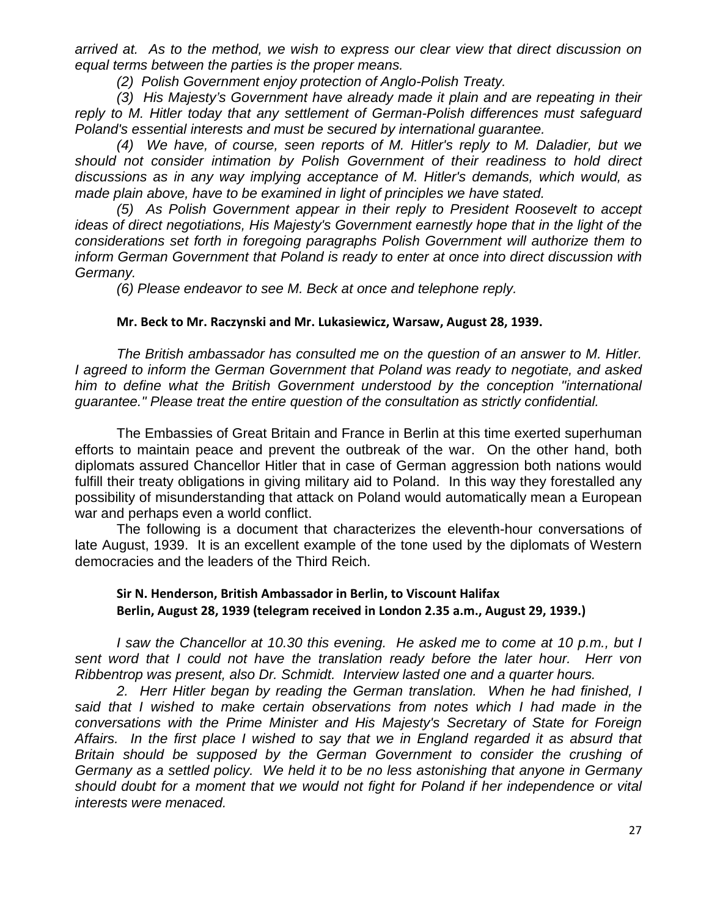*arrived at. As to the method, we wish to express our clear view that direct discussion on equal terms between the parties is the proper means.*

*(2) Polish Government enjoy protection of Anglo-Polish Treaty.*

*(3) His Majesty's Government have already made it plain and are repeating in their reply to M. Hitler today that any settlement of German-Polish differences must safeguard Poland's essential interests and must be secured by international guarantee.*

*(4) We have, of course, seen reports of M. Hitler's reply to M. Daladier, but we should not consider intimation by Polish Government of their readiness to hold direct discussions as in any way implying acceptance of M. Hitler's demands, which would, as made plain above, have to be examined in light of principles we have stated.*

*(5) As Polish Government appear in their reply to President Roosevelt to accept ideas of direct negotiations, His Majesty's Government earnestly hope that in the light of the considerations set forth in foregoing paragraphs Polish Government will authorize them to inform German Government that Poland is ready to enter at once into direct discussion with Germany.*

*(6) Please endeavor to see M. Beck at once and telephone reply.*

**Mr. Beck to Mr. Raczynski and Mr. Lukasiewicz, Warsaw, August 28, 1939.**

*The British ambassador has consulted me on the question of an answer to M. Hitler. I agreed to inform the German Government that Poland was ready to negotiate, and asked him to define what the British Government understood by the conception "international guarantee." Please treat the entire question of the consultation as strictly confidential.*

The Embassies of Great Britain and France in Berlin at this time exerted superhuman efforts to maintain peace and prevent the outbreak of the war. On the other hand, both diplomats assured Chancellor Hitler that in case of German aggression both nations would fulfill their treaty obligations in giving military aid to Poland. In this way they forestalled any possibility of misunderstanding that attack on Poland would automatically mean a European war and perhaps even a world conflict.

The following is a document that characterizes the eleventh-hour conversations of late August, 1939. It is an excellent example of the tone used by the diplomats of Western democracies and the leaders of the Third Reich.

**Sir N. Henderson, British Ambassador in Berlin, to Viscount Halifax**
**Berlin, August 28, 1939 (telegram received in London 2.35 a.m., August 29, 1939.)**

*I saw the Chancellor at 10.30 this evening. He asked me to come at 10 p.m., but I sent word that I could not have the translation ready before the later hour. Herr von Ribbentrop was present, also Dr. Schmidt. Interview lasted one and a quarter hours.*

*2. Herr Hitler began by reading the German translation. When he had finished, I said that I wished to make certain observations from notes which I had made in the conversations with the Prime Minister and His Majesty's Secretary of State for Foreign Affairs. In the first place I wished to say that we in England regarded it as absurd that Britain should be supposed by the German Government to consider the crushing of Germany as a settled policy. We held it to be no less astonishing that anyone in Germany should doubt for a moment that we would not fight for Poland if her independence or vital interests were menaced.*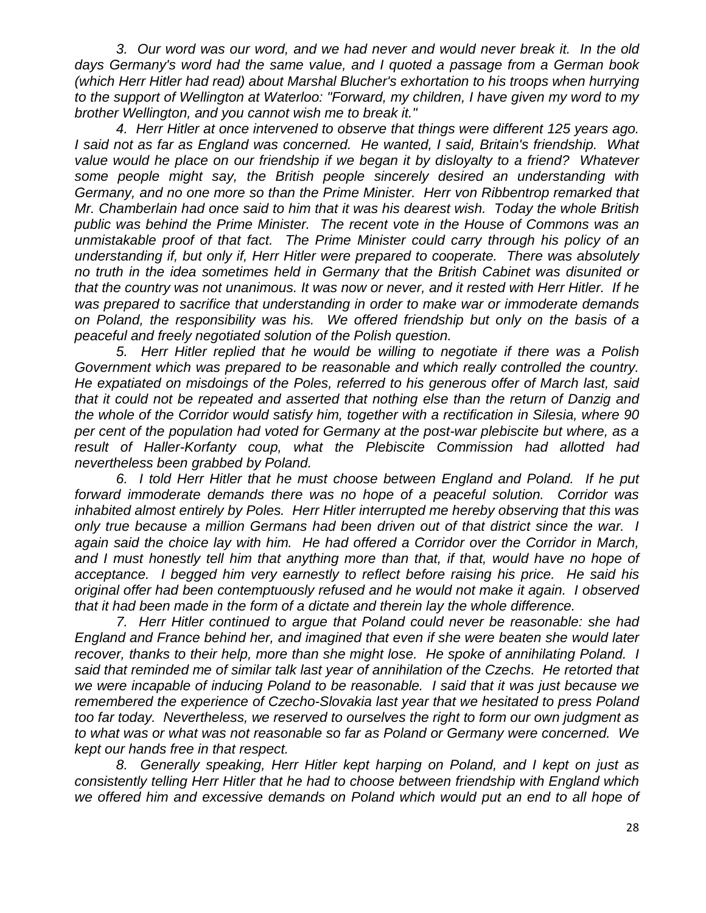*3. Our word was our word, and we had never and would never break it. In the old days Germany's word had the same value, and I quoted a passage from a German book (which Herr Hitler had read) about Marshal Blucher's exhortation to his troops when hurrying to the support of Wellington at Waterloo: "Forward, my children, I have given my word to my brother Wellington, and you cannot wish me to break it."*

*4. Herr Hitler at once intervened to observe that things were different 125 years ago. I said not as far as England was concerned. He wanted, I said, Britain's friendship. What value would he place on our friendship if we began it by disloyalty to a friend? Whatever some people might say, the British people sincerely desired an understanding with Germany, and no one more so than the Prime Minister. Herr von Ribbentrop remarked that Mr. Chamberlain had once said to him that it was his dearest wish. Today the whole British public was behind the Prime Minister. The recent vote in the House of Commons was an unmistakable proof of that fact. The Prime Minister could carry through his policy of an understanding if, but only if, Herr Hitler were prepared to cooperate. There was absolutely no truth in the idea sometimes held in Germany that the British Cabinet was disunited or that the country was not unanimous. It was now or never, and it rested with Herr Hitler. If he was prepared to sacrifice that understanding in order to make war or immoderate demands on Poland, the responsibility was his. We offered friendship but only on the basis of a peaceful and freely negotiated solution of the Polish question.*

*5. Herr Hitler replied that he would be willing to negotiate if there was a Polish Government which was prepared to be reasonable and which really controlled the country. He expatiated on misdoings of the Poles, referred to his generous offer of March last, said that it could not be repeated and asserted that nothing else than the return of Danzig and the whole of the Corridor would satisfy him, together with a rectification in Silesia, where 90 per cent of the population had voted for Germany at the post-war plebiscite but where, as a result of Haller-Korfanty coup, what the Plebiscite Commission had allotted had nevertheless been grabbed by Poland.*

*6. I told Herr Hitler that he must choose between England and Poland. If he put forward immoderate demands there was no hope of a peaceful solution. Corridor was inhabited almost entirely by Poles. Herr Hitler interrupted me hereby observing that this was only true because a million Germans had been driven out of that district since the war. I again said the choice lay with him. He had offered a Corridor over the Corridor in March, and I must honestly tell him that anything more than that, if that, would have no hope of acceptance. I begged him very earnestly to reflect before raising his price. He said his original offer had been contemptuously refused and he would not make it again. I observed that it had been made in the form of a dictate and therein lay the whole difference.*

*7. Herr Hitler continued to argue that Poland could never be reasonable: she had England and France behind her, and imagined that even if she were beaten she would later recover, thanks to their help, more than she might lose. He spoke of annihilating Poland. I said that reminded me of similar talk last year of annihilation of the Czechs. He retorted that we were incapable of inducing Poland to be reasonable. I said that it was just because we remembered the experience of Czecho-Slovakia last year that we hesitated to press Poland too far today. Nevertheless, we reserved to ourselves the right to form our own judgment as to what was or what was not reasonable so far as Poland or Germany were concerned. We kept our hands free in that respect.*

*8. Generally speaking, Herr Hitler kept harping on Poland, and I kept on just as consistently telling Herr Hitler that he had to choose between friendship with England which we offered him and excessive demands on Poland which would put an end to all hope of*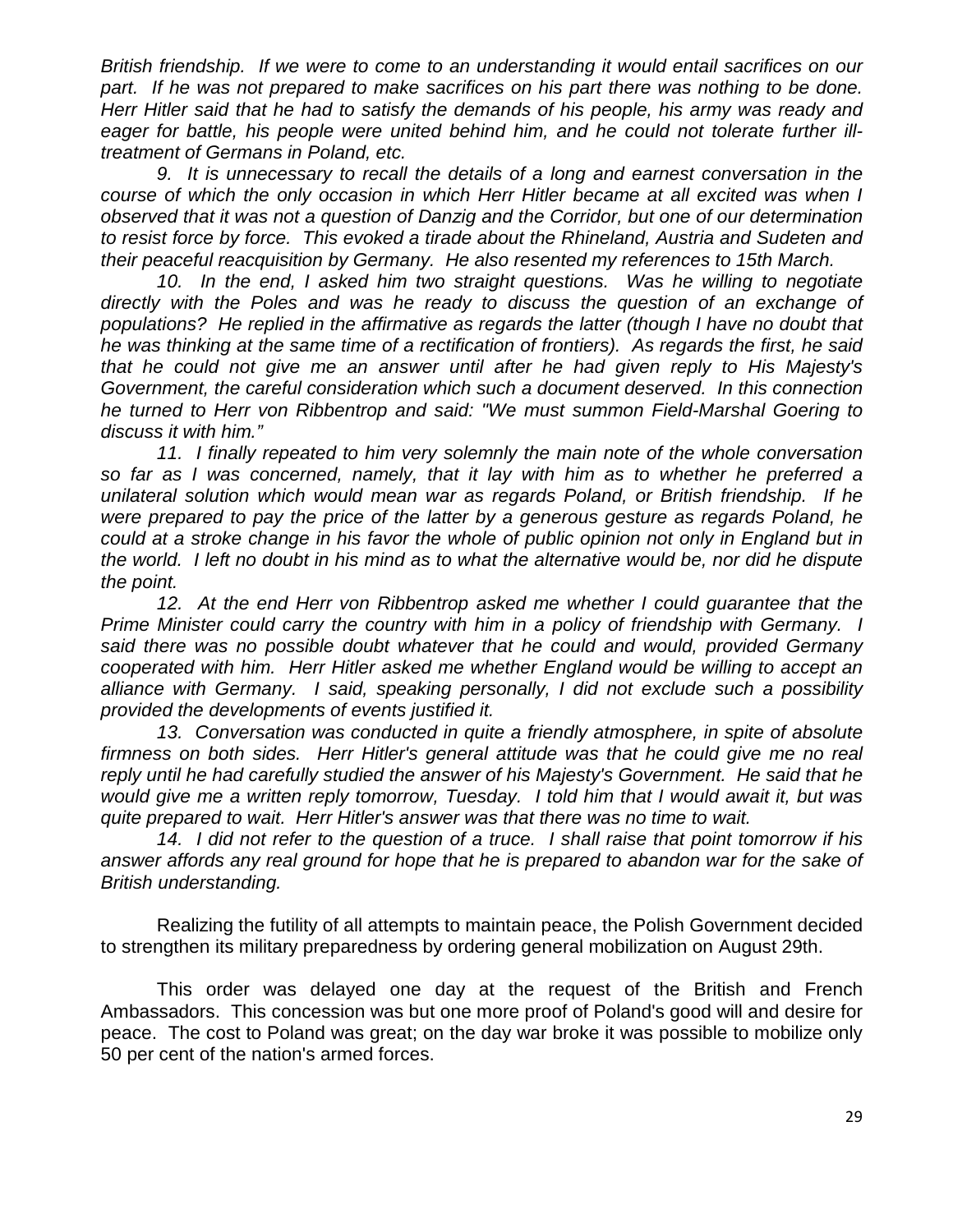*British friendship. If we were to come to an understanding it would entail sacrifices on our part. If he was not prepared to make sacrifices on his part there was nothing to be done. Herr Hitler said that he had to satisfy the demands of his people, his army was ready and eager for battle, his people were united behind him, and he could not tolerate further ill-treatment of Germans in Poland, etc.*

*9. It is unnecessary to recall the details of a long and earnest conversation in the course of which the only occasion in which Herr Hitler became at all excited was when I observed that it was not a question of Danzig and the Corridor, but one of our determination to resist force by force. This evoked a tirade about the Rhineland, Austria and Sudeten and their peaceful reacquisition by Germany. He also resented my references to 15th March.*

*10. In the end, I asked him two straight questions. Was he willing to negotiate directly with the Poles and was he ready to discuss the question of an exchange of populations? He replied in the affirmative as regards the latter (though I have no doubt that he was thinking at the same time of a rectification of frontiers). As regards the first, he said that he could not give me an answer until after he had given reply to His Majesty's Government, the careful consideration which such a document deserved. In this connection he turned to Herr von Ribbentrop and said: "We must summon Field-Marshal Goering to discuss it with him."*

*11. I finally repeated to him very solemnly the main note of the whole conversation so far as I was concerned, namely, that it lay with him as to whether he preferred a unilateral solution which would mean war as regards Poland, or British friendship. If he were prepared to pay the price of the latter by a generous gesture as regards Poland, he could at a stroke change in his favor the whole of public opinion not only in England but in the world. I left no doubt in his mind as to what the alternative would be, nor did he dispute the point.*

*12. At the end Herr von Ribbentrop asked me whether I could guarantee that the Prime Minister could carry the country with him in a policy of friendship with Germany. I said there was no possible doubt whatever that he could and would, provided Germany cooperated with him. Herr Hitler asked me whether England would be willing to accept an alliance with Germany. I said, speaking personally, I did not exclude such a possibility provided the developments of events justified it.*

*13. Conversation was conducted in quite a friendly atmosphere, in spite of absolute firmness on both sides. Herr Hitler's general attitude was that he could give me no real reply until he had carefully studied the answer of his Majesty's Government. He said that he would give me a written reply tomorrow, Tuesday. I told him that I would await it, but was quite prepared to wait. Herr Hitler's answer was that there was no time to wait.*

*14. I did not refer to the question of a truce. I shall raise that point tomorrow if his answer affords any real ground for hope that he is prepared to abandon war for the sake of British understanding.*

Realizing the futility of all attempts to maintain peace, the Polish Government decided to strengthen its military preparedness by ordering general mobilization on August 29th.

This order was delayed one day at the request of the British and French Ambassadors. This concession was but one more proof of Poland's good will and desire for peace. The cost to Poland was great; on the day war broke it was possible to mobilize only 50 per cent of the nation's armed forces.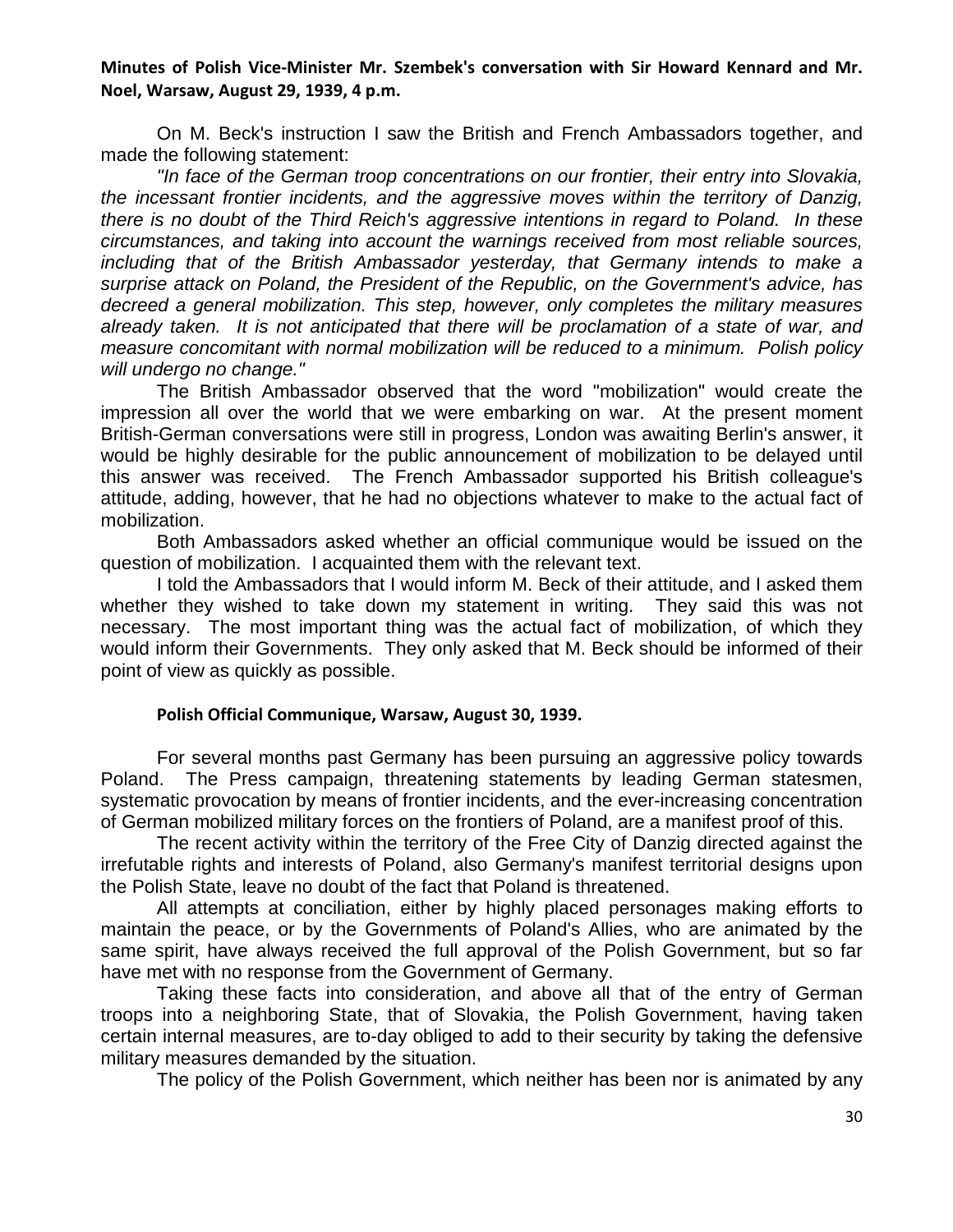**Minutes of Polish Vice-Minister Mr. Szembek's conversation with Sir Howard Kennard and Mr. Noel, Warsaw, August 29, 1939, 4 p.m.**

On M. Beck's instruction I saw the British and French Ambassadors together, and made the following statement:

*"In face of the German troop concentrations on our frontier, their entry into Slovakia, the incessant frontier incidents, and the aggressive moves within the territory of Danzig, there is no doubt of the Third Reich's aggressive intentions in regard to Poland. In these circumstances, and taking into account the warnings received from most reliable sources, including that of the British Ambassador yesterday, that Germany intends to make a surprise attack on Poland, the President of the Republic, on the Government's advice, has decreed a general mobilization. This step, however, only completes the military measures already taken. It is not anticipated that there will be proclamation of a state of war, and measure concomitant with normal mobilization will be reduced to a minimum. Polish policy will undergo no change."*

The British Ambassador observed that the word "mobilization" would create the impression all over the world that we were embarking on war. At the present moment British-German conversations were still in progress, London was awaiting Berlin's answer, it would be highly desirable for the public announcement of mobilization to be delayed until this answer was received. The French Ambassador supported his British colleague's attitude, adding, however, that he had no objections whatever to make to the actual fact of mobilization.

Both Ambassadors asked whether an official communique would be issued on the question of mobilization. I acquainted them with the relevant text.

I told the Ambassadors that I would inform M. Beck of their attitude, and I asked them whether they wished to take down my statement in writing. They said this was not necessary. The most important thing was the actual fact of mobilization, of which they would inform their Governments. They only asked that M. Beck should be informed of their point of view as quickly as possible.

**Polish Official Communique, Warsaw, August 30, 1939.**

For several months past Germany has been pursuing an aggressive policy towards Poland. The Press campaign, threatening statements by leading German statesmen, systematic provocation by means of frontier incidents, and the ever-increasing concentration of German mobilized military forces on the frontiers of Poland, are a manifest proof of this.

The recent activity within the territory of the Free City of Danzig directed against the irrefutable rights and interests of Poland, also Germany's manifest territorial designs upon the Polish State, leave no doubt of the fact that Poland is threatened.

All attempts at conciliation, either by highly placed personages making efforts to maintain the peace, or by the Governments of Poland's Allies, who are animated by the same spirit, have always received the full approval of the Polish Government, but so far have met with no response from the Government of Germany.

Taking these facts into consideration, and above all that of the entry of German troops into a neighboring State, that of Slovakia, the Polish Government, having taken certain internal measures, are to-day obliged to add to their security by taking the defensive military measures demanded by the situation.

The policy of the Polish Government, which neither has been nor is animated by any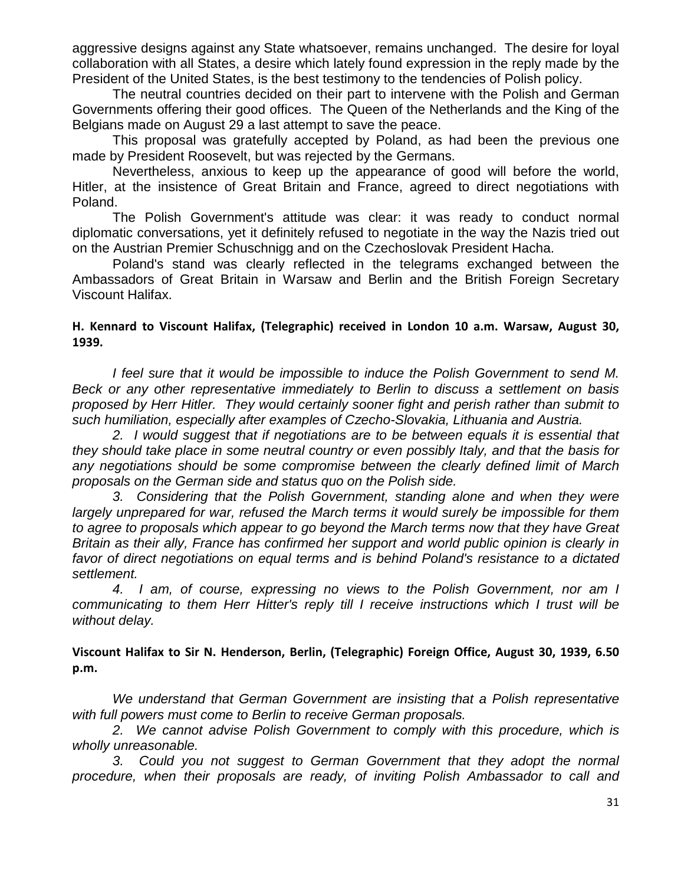aggressive designs against any State whatsoever, remains unchanged. The desire for loyal collaboration with all States, a desire which lately found expression in the reply made by the President of the United States, is the best testimony to the tendencies of Polish policy.

The neutral countries decided on their part to intervene with the Polish and German Governments offering their good offices. The Queen of the Netherlands and the King of the Belgians made on August 29 a last attempt to save the peace.

This proposal was gratefully accepted by Poland, as had been the previous one made by President Roosevelt, but was rejected by the Germans.

Nevertheless, anxious to keep up the appearance of good will before the world, Hitler, at the insistence of Great Britain and France, agreed to direct negotiations with Poland.

The Polish Government's attitude was clear: it was ready to conduct normal diplomatic conversations, yet it definitely refused to negotiate in the way the Nazis tried out on the Austrian Premier Schuschnigg and on the Czechoslovak President Hacha.

Poland's stand was clearly reflected in the telegrams exchanged between the Ambassadors of Great Britain in Warsaw and Berlin and the British Foreign Secretary Viscount Halifax.

**H. Kennard to Viscount Halifax, (Telegraphic) received in London 10 a.m. Warsaw, August 30, 1939.**

*I feel sure that it would be impossible to induce the Polish Government to send M. Beck or any other representative immediately to Berlin to discuss a settlement on basis proposed by Herr Hitler. They would certainly sooner fight and perish rather than submit to such humiliation, especially after examples of Czecho-Slovakia, Lithuania and Austria.*

*2. I would suggest that if negotiations are to be between equals it is essential that they should take place in some neutral country or even possibly Italy, and that the basis for any negotiations should be some compromise between the clearly defined limit of March proposals on the German side and status quo on the Polish side.*

*3. Considering that the Polish Government, standing alone and when they were largely unprepared for war, refused the March terms it would surely be impossible for them to agree to proposals which appear to go beyond the March terms now that they have Great Britain as their ally, France has confirmed her support and world public opinion is clearly in favor of direct negotiations on equal terms and is behind Poland's resistance to a dictated settlement.*

*4. I am, of course, expressing no views to the Polish Government, nor am I communicating to them Herr Hitter's reply till I receive instructions which I trust will be without delay.*

**Viscount Halifax to Sir N. Henderson, Berlin, (Telegraphic) Foreign Office, August 30, 1939, 6.50 p.m.**

*We understand that German Government are insisting that a Polish representative with full powers must come to Berlin to receive German proposals.*

*2. We cannot advise Polish Government to comply with this procedure, which is wholly unreasonable.*

*3. Could you not suggest to German Government that they adopt the normal procedure, when their proposals are ready, of inviting Polish Ambassador to call and*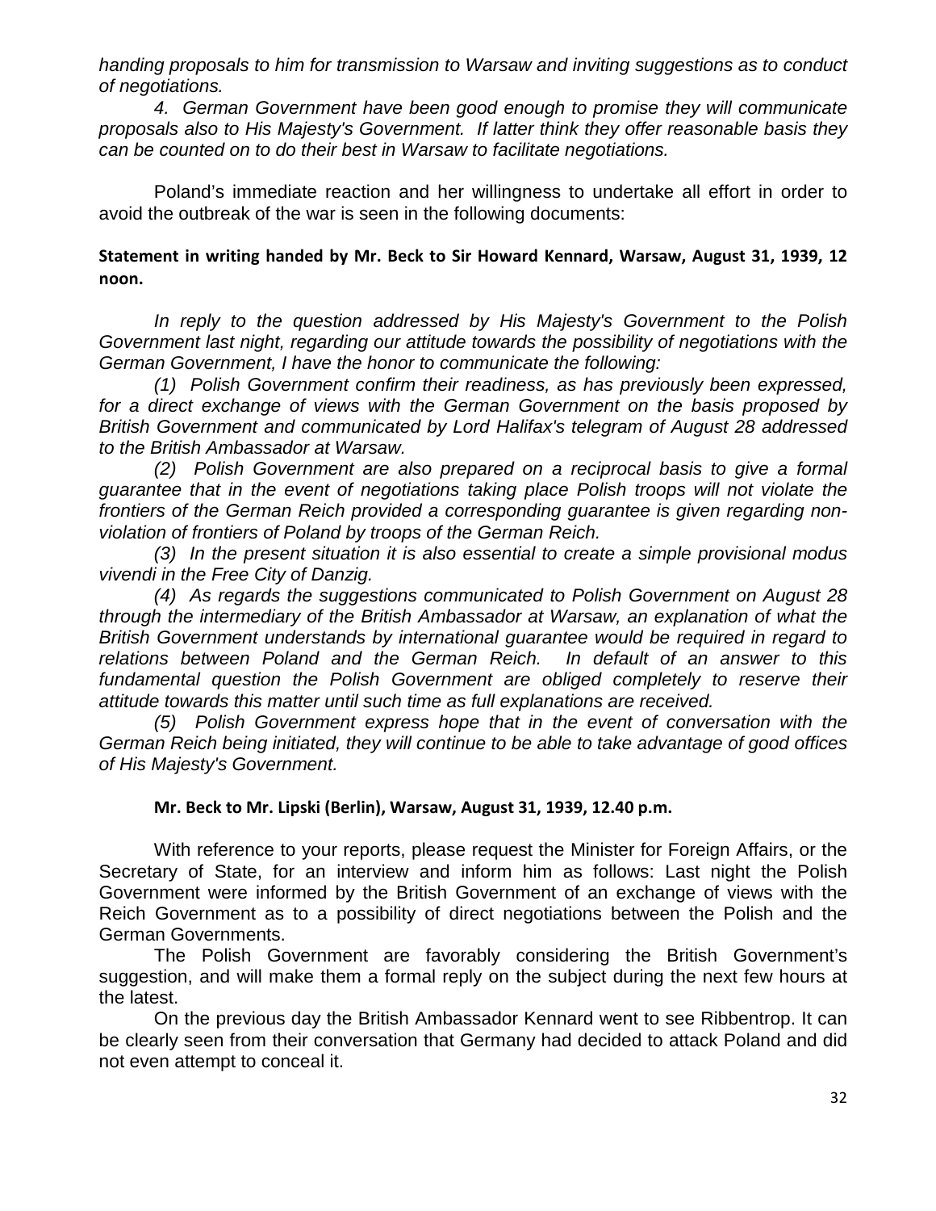*handing proposals to him for transmission to Warsaw and inviting suggestions as to conduct of negotiations.*

*4. German Government have been good enough to promise they will communicate proposals also to His Majesty's Government. If latter think they offer reasonable basis they can be counted on to do their best in Warsaw to facilitate negotiations.*

Poland's immediate reaction and her willingness to undertake all effort in order to avoid the outbreak of the war is seen in the following documents:

**Statement in writing handed by Mr. Beck to Sir Howard Kennard, Warsaw, August 31, 1939, 12 noon.**

*In reply to the question addressed by His Majesty's Government to the Polish Government last night, regarding our attitude towards the possibility of negotiations with the German Government, I have the honor to communicate the following:*

*(1) Polish Government confirm their readiness, as has previously been expressed, for a direct exchange of views with the German Government on the basis proposed by British Government and communicated by Lord Halifax's telegram of August 28 addressed to the British Ambassador at Warsaw.*

*(2) Polish Government are also prepared on a reciprocal basis to give a formal guarantee that in the event of negotiations taking place Polish troops will not violate the frontiers of the German Reich provided a corresponding guarantee is given regarding non-violation of frontiers of Poland by troops of the German Reich.*

*(3) In the present situation it is also essential to create a simple provisional modus vivendi in the Free City of Danzig.*

*(4) As regards the suggestions communicated to Polish Government on August 28 through the intermediary of the British Ambassador at Warsaw, an explanation of what the British Government understands by international guarantee would be required in regard to relations between Poland and the German Reich. In default of an answer to this fundamental question the Polish Government are obliged completely to reserve their attitude towards this matter until such time as full explanations are received.*

*(5) Polish Government express hope that in the event of conversation with the German Reich being initiated, they will continue to be able to take advantage of good offices of His Majesty's Government.*

**Mr. Beck to Mr. Lipski (Berlin), Warsaw, August 31, 1939, 12.40 p.m.**

With reference to your reports, please request the Minister for Foreign Affairs, or the Secretary of State, for an interview and inform him as follows: Last night the Polish Government were informed by the British Government of an exchange of views with the Reich Government as to a possibility of direct negotiations between the Polish and the German Governments.

The Polish Government are favorably considering the British Government's suggestion, and will make them a formal reply on the subject during the next few hours at the latest.

On the previous day the British Ambassador Kennard went to see Ribbentrop. It can be clearly seen from their conversation that Germany had decided to attack Poland and did not even attempt to conceal it.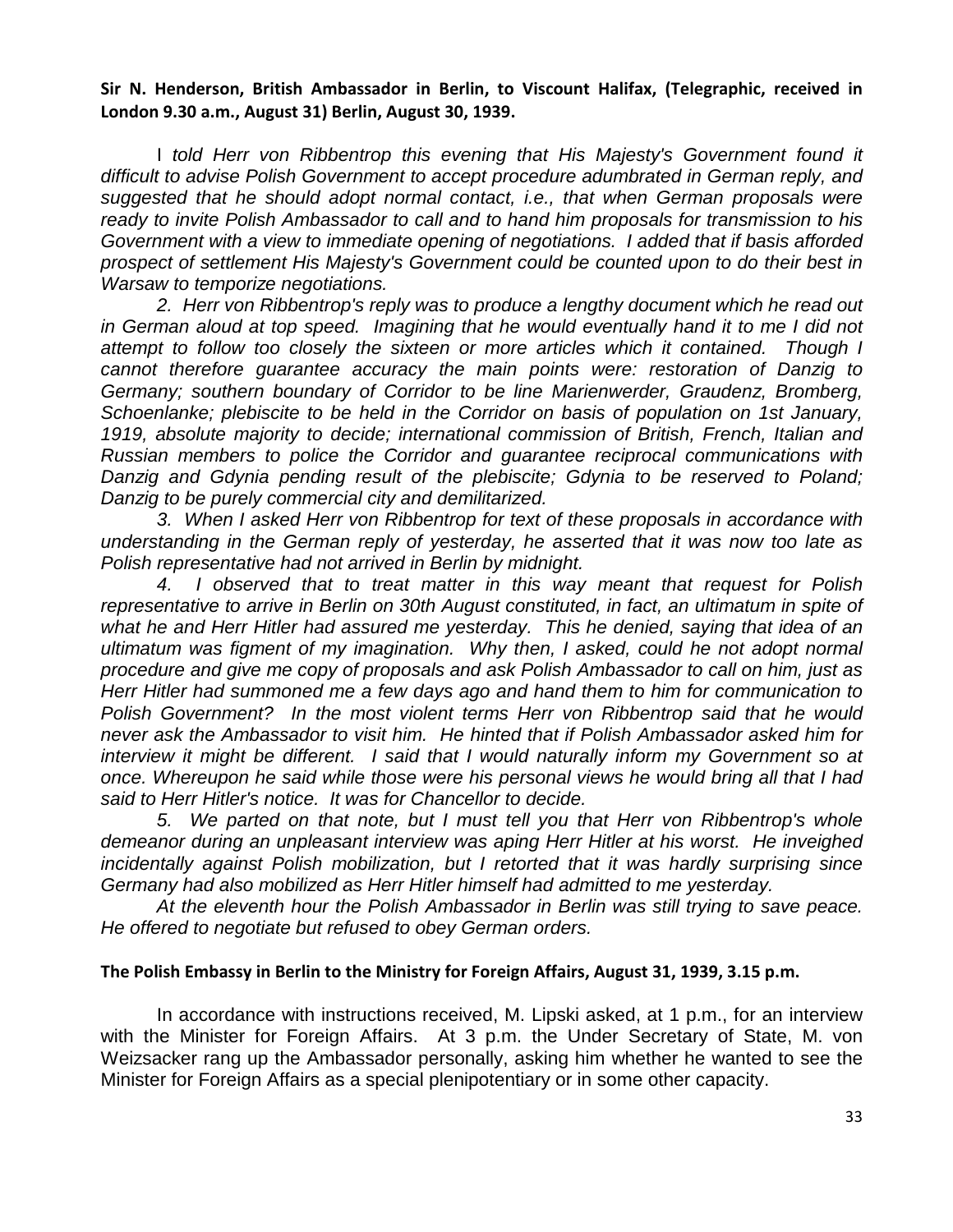**Sir N. Henderson, British Ambassador in Berlin, to Viscount Halifax, (Telegraphic, received in London 9.30 a.m., August 31) Berlin, August 30, 1939.**

I *told Herr von Ribbentrop this evening that His Majesty's Government found it difficult to advise Polish Government to accept procedure adumbrated in German reply, and suggested that he should adopt normal contact, i.e., that when German proposals were ready to invite Polish Ambassador to call and to hand him proposals for transmission to his Government with a view to immediate opening of negotiations. I added that if basis afforded prospect of settlement His Majesty's Government could be counted upon to do their best in Warsaw to temporize negotiations.*

*2. Herr von Ribbentrop's reply was to produce a lengthy document which he read out in German aloud at top speed. Imagining that he would eventually hand it to me I did not attempt to follow too closely the sixteen or more articles which it contained. Though I cannot therefore guarantee accuracy the main points were: restoration of Danzig to Germany; southern boundary of Corridor to be line Marienwerder, Graudenz, Bromberg, Schoenlanke; plebiscite to be held in the Corridor on basis of population on 1st January, 1919, absolute majority to decide; international commission of British, French, Italian and Russian members to police the Corridor and guarantee reciprocal communications with Danzig and Gdynia pending result of the plebiscite; Gdynia to be reserved to Poland; Danzig to be purely commercial city and demilitarized.*

*3. When I asked Herr von Ribbentrop for text of these proposals in accordance with understanding in the German reply of yesterday, he asserted that it was now too late as Polish representative had not arrived in Berlin by midnight.*

*4. I observed that to treat matter in this way meant that request for Polish representative to arrive in Berlin on 30th August constituted, in fact, an ultimatum in spite of what he and Herr Hitler had assured me yesterday. This he denied, saying that idea of an ultimatum was figment of my imagination. Why then, I asked, could he not adopt normal procedure and give me copy of proposals and ask Polish Ambassador to call on him, just as Herr Hitler had summoned me a few days ago and hand them to him for communication to Polish Government? In the most violent terms Herr von Ribbentrop said that he would never ask the Ambassador to visit him. He hinted that if Polish Ambassador asked him for interview it might be different. I said that I would naturally inform my Government so at once. Whereupon he said while those were his personal views he would bring all that I had said to Herr Hitler's notice. It was for Chancellor to decide.*

*5. We parted on that note, but I must tell you that Herr von Ribbentrop's whole demeanor during an unpleasant interview was aping Herr Hitler at his worst. He inveighed incidentally against Polish mobilization, but I retorted that it was hardly surprising since Germany had also mobilized as Herr Hitler himself had admitted to me yesterday.*

*At the eleventh hour the Polish Ambassador in Berlin was still trying to save peace. He offered to negotiate but refused to obey German orders.*

**The Polish Embassy in Berlin to the Ministry for Foreign Affairs, August 31, 1939, 3.15 p.m.**

In accordance with instructions received, M. Lipski asked, at 1 p.m., for an interview with the Minister for Foreign Affairs. At 3 p.m. the Under Secretary of State, M. von Weizsacker rang up the Ambassador personally, asking him whether he wanted to see the Minister for Foreign Affairs as a special plenipotentiary or in some other capacity.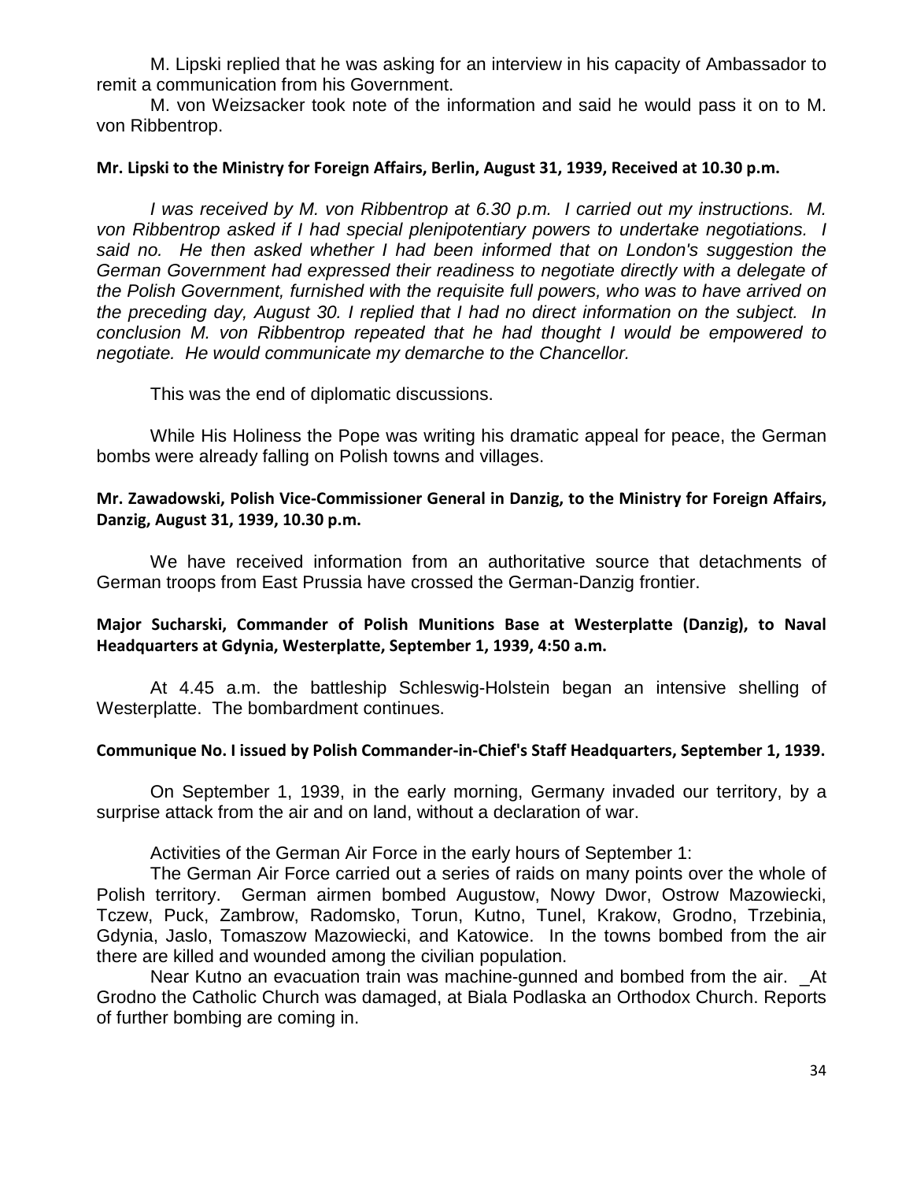M. Lipski replied that he was asking for an interview in his capacity of Ambassador to remit a communication from his Government.

M. von Weizsacker took note of the information and said he would pass it on to M. von Ribbentrop.

**Mr. Lipski to the Ministry for Foreign Affairs, Berlin, August 31, 1939, Received at 10.30 p.m.**

*I was received by M. von Ribbentrop at 6.30 p.m. I carried out my instructions. M. von Ribbentrop asked if I had special plenipotentiary powers to undertake negotiations. I said no. He then asked whether I had been informed that on London's suggestion the German Government had expressed their readiness to negotiate directly with a delegate of the Polish Government, furnished with the requisite full powers, who was to have arrived on the preceding day, August 30. I replied that I had no direct information on the subject. In conclusion M. von Ribbentrop repeated that he had thought I would be empowered to negotiate. He would communicate my demarche to the Chancellor.*

This was the end of diplomatic discussions.

While His Holiness the Pope was writing his dramatic appeal for peace, the German bombs were already falling on Polish towns and villages.

**Mr. Zawadowski, Polish Vice-Commissioner General in Danzig, to the Ministry for Foreign Affairs, Danzig, August 31, 1939, 10.30 p.m.**

We have received information from an authoritative source that detachments of German troops from East Prussia have crossed the German-Danzig frontier.

**Major Sucharski, Commander of Polish Munitions Base at Westerplatte (Danzig), to Naval Headquarters at Gdynia, Westerplatte, September 1, 1939, 4:50 a.m.**

At 4.45 a.m. the battleship Schleswig-Holstein began an intensive shelling of Westerplatte. The bombardment continues.

**Communique No. I issued by Polish Commander-in-Chief's Staff Headquarters, September 1, 1939.**

On September 1, 1939, in the early morning, Germany invaded our territory, by a surprise attack from the air and on land, without a declaration of war.

Activities of the German Air Force in the early hours of September 1:

The German Air Force carried out a series of raids on many points over the whole of Polish territory. German airmen bombed Augustow, Nowy Dwor, Ostrow Mazowiecki, Tczew, Puck, Zambrow, Radomsko, Torun, Kutno, Tunel, Krakow, Grodno, Trzebinia, Gdynia, Jaslo, Tomaszow Mazowiecki, and Katowice. In the towns bombed from the air there are killed and wounded among the civilian population.

Near Kutno an evacuation train was machine-gunned and bombed from the air. _At Grodno the Catholic Church was damaged, at Biala Podlaska an Orthodox Church. Reports of further bombing are coming in.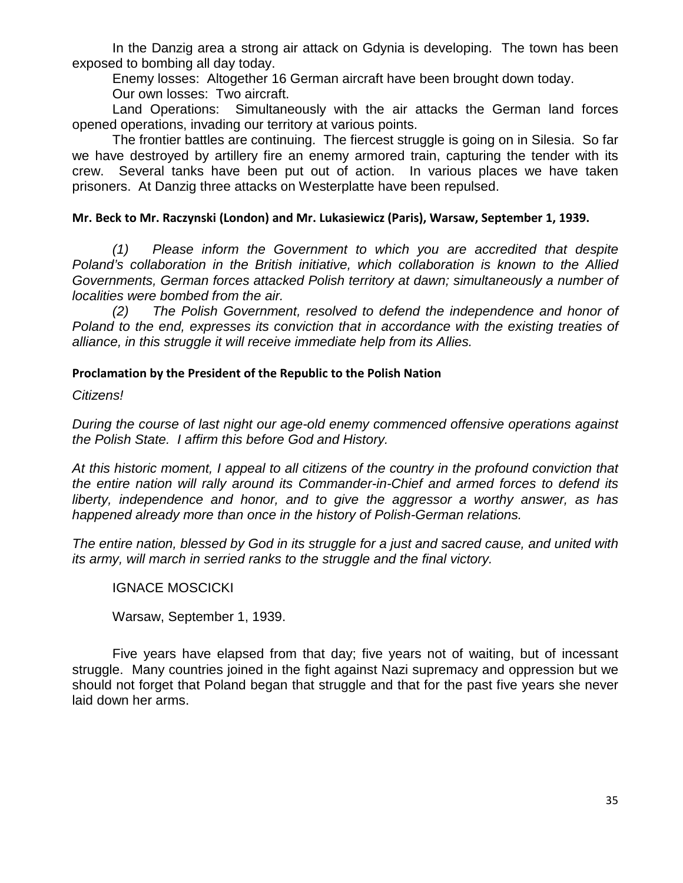In the Danzig area a strong air attack on Gdynia is developing. The town has been exposed to bombing all day today.

Enemy losses: Altogether 16 German aircraft have been brought down today.

Our own losses: Two aircraft.

Land Operations: Simultaneously with the air attacks the German land forces opened operations, invading our territory at various points.

The frontier battles are continuing. The fiercest struggle is going on in Silesia. So far we have destroyed by artillery fire an enemy armored train, capturing the tender with its crew. Several tanks have been put out of action. In various places we have taken prisoners. At Danzig three attacks on Westerplatte have been repulsed.

**Mr. Beck to Mr. Raczynski (London) and Mr. Lukasiewicz (Paris), Warsaw, September 1, 1939.**

*(1) Please inform the Government to which you are accredited that despite Poland's collaboration in the British initiative, which collaboration is known to the Allied Governments, German forces attacked Polish territory at dawn; simultaneously a number of localities were bombed from the air.*

*(2) The Polish Government, resolved to defend the independence and honor of Poland to the end, expresses its conviction that in accordance with the existing treaties of alliance, in this struggle it will receive immediate help from its Allies.*

**Proclamation by the President of the Republic to the Polish Nation**

*Citizens!*

*During the course of last night our age-old enemy commenced offensive operations against the Polish State. I affirm this before God and History.*

*At this historic moment, I appeal to all citizens of the country in the profound conviction that the entire nation will rally around its Commander-in-Chief and armed forces to defend its liberty, independence and honor, and to give the aggressor a worthy answer, as has happened already more than once in the history of Polish-German relations.*

*The entire nation, blessed by God in its struggle for a just and sacred cause, and united with its army, will march in serried ranks to the struggle and the final victory.*

IGNACE MOSCICKI

Warsaw, September 1, 1939.

Five years have elapsed from that day; five years not of waiting, but of incessant struggle. Many countries joined in the fight against Nazi supremacy and oppression but we should not forget that Poland began that struggle and that for the past five years she never laid down her arms.